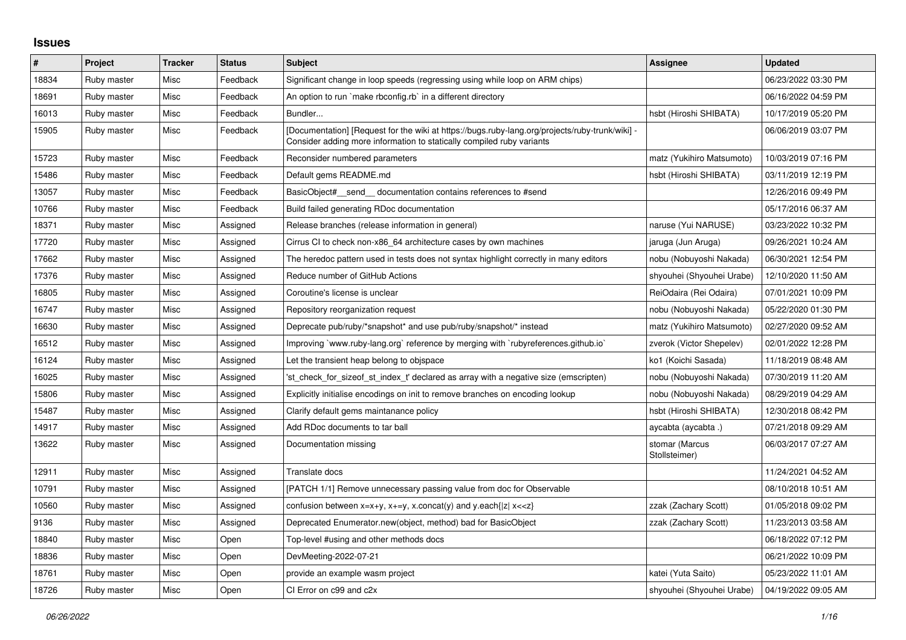# Issues

| # | Project | Tracker | Status | Subject | Assignee | Updated |
| --- | --- | --- | --- | --- | --- | --- |
| 18834 | Ruby master | Misc | Feedback | Significant change in loop speeds (regressing using while loop on ARM chips) | | 06/23/2022 03:30 PM |
| 18691 | Ruby master | Misc | Feedback | An option to run `make rbconfig.rb` in a different directory | | 06/16/2022 04:59 PM |
| 16013 | Ruby master | Misc | Feedback | Bundler... | hsbt (Hiroshi SHIBATA) | 10/17/2019 05:20 PM |
| 15905 | Ruby master | Misc | Feedback | [Documentation] [Request for the wiki at https://bugs.ruby-lang.org/projects/ruby-trunk/wiki] - Consider adding more information to statically compiled ruby variants | | 06/06/2019 03:07 PM |
| 15723 | Ruby master | Misc | Feedback | Reconsider numbered parameters | matz (Yukihiro Matsumoto) | 10/03/2019 07:16 PM |
| 15486 | Ruby master | Misc | Feedback | Default gems README.md | hsbt (Hiroshi SHIBATA) | 03/11/2019 12:19 PM |
| 13057 | Ruby master | Misc | Feedback | BasicObject#__send__ documentation contains references to #send | | 12/26/2016 09:49 PM |
| 10766 | Ruby master | Misc | Feedback | Build failed generating RDoc documentation | | 05/17/2016 06:37 AM |
| 18371 | Ruby master | Misc | Assigned | Release branches (release information in general) | naruse (Yui NARUSE) | 03/23/2022 10:32 PM |
| 17720 | Ruby master | Misc | Assigned | Cirrus CI to check non-x86_64 architecture cases by own machines | jaruga (Jun Aruga) | 09/26/2021 10:24 AM |
| 17662 | Ruby master | Misc | Assigned | The heredoc pattern used in tests does not syntax highlight correctly in many editors | nobu (Nobuyoshi Nakada) | 06/30/2021 12:54 PM |
| 17376 | Ruby master | Misc | Assigned | Reduce number of GitHub Actions | shyouhei (Shyouhei Urabe) | 12/10/2020 11:50 AM |
| 16805 | Ruby master | Misc | Assigned | Coroutine's license is unclear | ReiOdaira (Rei Odaira) | 07/01/2021 10:09 PM |
| 16747 | Ruby master | Misc | Assigned | Repository reorganization request | nobu (Nobuyoshi Nakada) | 05/22/2020 01:30 PM |
| 16630 | Ruby master | Misc | Assigned | Deprecate pub/ruby/*snapshot* and use pub/ruby/snapshot/* instead | matz (Yukihiro Matsumoto) | 02/27/2020 09:52 AM |
| 16512 | Ruby master | Misc | Assigned | Improving `www.ruby-lang.org` reference by merging with `rubyreferences.github.io` | zverok (Victor Shepelev) | 02/01/2022 12:28 PM |
| 16124 | Ruby master | Misc | Assigned | Let the transient heap belong to objspace | ko1 (Koichi Sasada) | 11/18/2019 08:48 AM |
| 16025 | Ruby master | Misc | Assigned | 'st_check_for_sizeof_st_index_t' declared as array with a negative size (emscripten) | nobu (Nobuyoshi Nakada) | 07/30/2019 11:20 AM |
| 15806 | Ruby master | Misc | Assigned | Explicitly initialise encodings on init to remove branches on encoding lookup | nobu (Nobuyoshi Nakada) | 08/29/2019 04:29 AM |
| 15487 | Ruby master | Misc | Assigned | Clarify default gems maintanance policy | hsbt (Hiroshi SHIBATA) | 12/30/2018 08:42 PM |
| 14917 | Ruby master | Misc | Assigned | Add RDoc documents to tar ball | aycabta (aycabta .) | 07/21/2018 09:29 AM |
| 13622 | Ruby master | Misc | Assigned | Documentation missing | stomar (Marcus Stollsteimer) | 06/03/2017 07:27 AM |
| 12911 | Ruby master | Misc | Assigned | Translate docs | | 11/24/2021 04:52 AM |
| 10791 | Ruby master | Misc | Assigned | [PATCH 1/1] Remove unnecessary passing value from doc for Observable | | 08/10/2018 10:51 AM |
| 10560 | Ruby master | Misc | Assigned | confusion between x=x+y, x+=y, x.concat(y) and y.each{\|z\| x<<z} | zzak (Zachary Scott) | 01/05/2018 09:02 PM |
| 9136 | Ruby master | Misc | Assigned | Deprecated Enumerator.new(object, method) bad for BasicObject | zzak (Zachary Scott) | 11/23/2013 03:58 AM |
| 18840 | Ruby master | Misc | Open | Top-level #using and other methods docs | | 06/18/2022 07:12 PM |
| 18836 | Ruby master | Misc | Open | DevMeeting-2022-07-21 | | 06/21/2022 10:09 PM |
| 18761 | Ruby master | Misc | Open | provide an example wasm project | katei (Yuta Saito) | 05/23/2022 11:01 AM |
| 18726 | Ruby master | Misc | Open | CI Error on c99 and c2x | shyouhei (Shyouhei Urabe) | 04/19/2022 09:05 AM |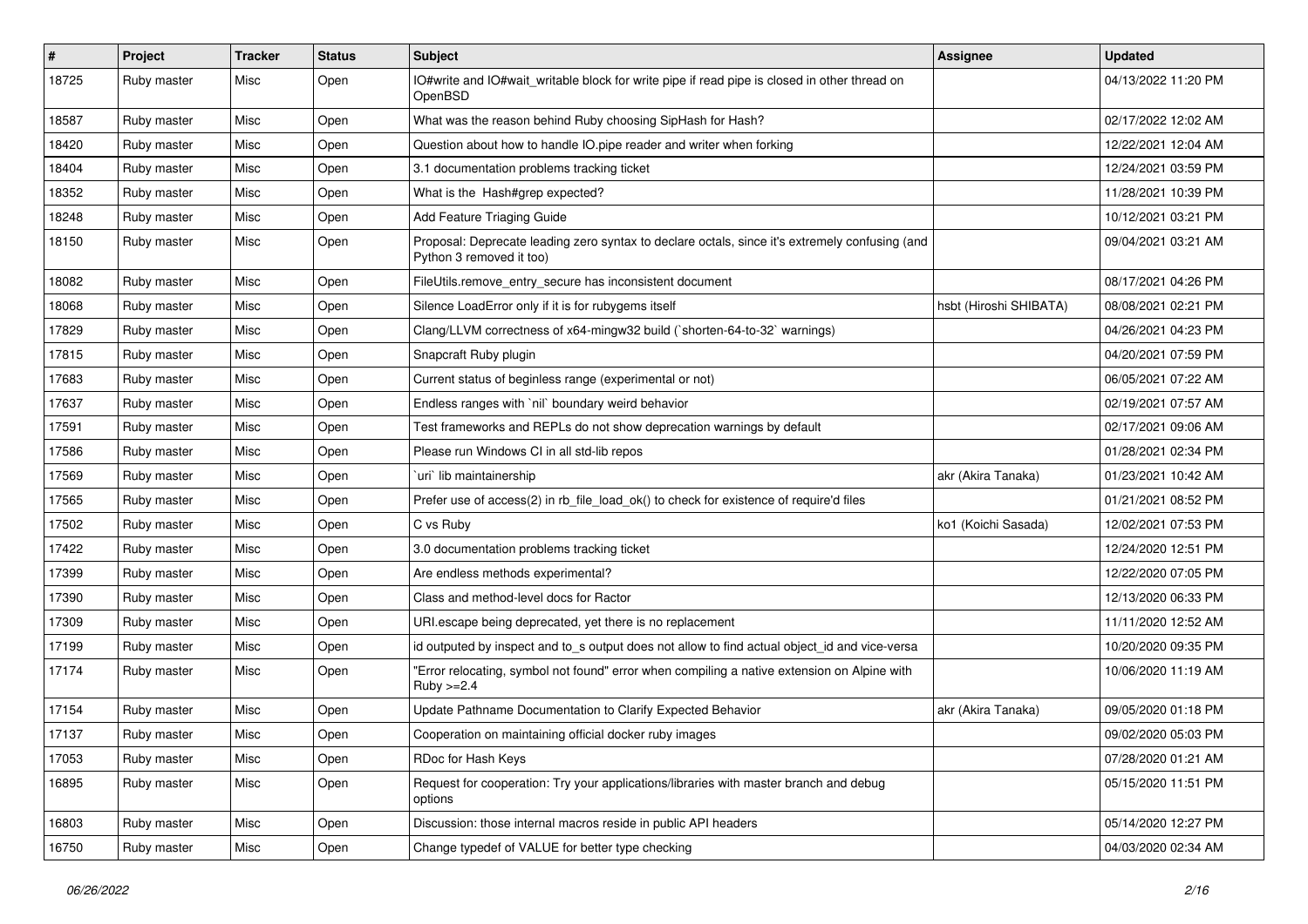| # | Project | Tracker | Status | Subject | Assignee | Updated |
|---|---|---|---|---|---|---|
| 18725 | Ruby master | Misc | Open | IO#write and IO#wait_writable block for write pipe if read pipe is closed in other thread on OpenBSD | | 04/13/2022 11:20 PM |
| 18587 | Ruby master | Misc | Open | What was the reason behind Ruby choosing SipHash for Hash? | | 02/17/2022 12:02 AM |
| 18420 | Ruby master | Misc | Open | Question about how to handle IO.pipe reader and writer when forking | | 12/22/2021 12:04 AM |
| 18404 | Ruby master | Misc | Open | 3.1 documentation problems tracking ticket | | 12/24/2021 03:59 PM |
| 18352 | Ruby master | Misc | Open | What is the Hash#grep expected? | | 11/28/2021 10:39 PM |
| 18248 | Ruby master | Misc | Open | Add Feature Triaging Guide | | 10/12/2021 03:21 PM |
| 18150 | Ruby master | Misc | Open | Proposal: Deprecate leading zero syntax to declare octals, since it's extremely confusing (and Python 3 removed it too) | | 09/04/2021 03:21 AM |
| 18082 | Ruby master | Misc | Open | FileUtils.remove_entry_secure has inconsistent document | | 08/17/2021 04:26 PM |
| 18068 | Ruby master | Misc | Open | Silence LoadError only if it is for rubygems itself | hsbt (Hiroshi SHIBATA) | 08/08/2021 02:21 PM |
| 17829 | Ruby master | Misc | Open | Clang/LLVM correctness of x64-mingw32 build (`shorten-64-to-32` warnings) | | 04/26/2021 04:23 PM |
| 17815 | Ruby master | Misc | Open | Snapcraft Ruby plugin | | 04/20/2021 07:59 PM |
| 17683 | Ruby master | Misc | Open | Current status of beginless range (experimental or not) | | 06/05/2021 07:22 AM |
| 17637 | Ruby master | Misc | Open | Endless ranges with `nil` boundary weird behavior | | 02/19/2021 07:57 AM |
| 17591 | Ruby master | Misc | Open | Test frameworks and REPLs do not show deprecation warnings by default | | 02/17/2021 09:06 AM |
| 17586 | Ruby master | Misc | Open | Please run Windows CI in all std-lib repos | | 01/28/2021 02:34 PM |
| 17569 | Ruby master | Misc | Open | `uri` lib maintainership | akr (Akira Tanaka) | 01/23/2021 10:42 AM |
| 17565 | Ruby master | Misc | Open | Prefer use of access(2) in rb_file_load_ok() to check for existence of require'd files | | 01/21/2021 08:52 PM |
| 17502 | Ruby master | Misc | Open | C vs Ruby | ko1 (Koichi Sasada) | 12/02/2021 07:53 PM |
| 17422 | Ruby master | Misc | Open | 3.0 documentation problems tracking ticket | | 12/24/2020 12:51 PM |
| 17399 | Ruby master | Misc | Open | Are endless methods experimental? | | 12/22/2020 07:05 PM |
| 17390 | Ruby master | Misc | Open | Class and method-level docs for Ractor | | 12/13/2020 06:33 PM |
| 17309 | Ruby master | Misc | Open | URI.escape being deprecated, yet there is no replacement | | 11/11/2020 12:52 AM |
| 17199 | Ruby master | Misc | Open | id outputed by inspect and to_s output does not allow to find actual object_id and vice-versa | | 10/20/2020 09:35 PM |
| 17174 | Ruby master | Misc | Open | "Error relocating, symbol not found" error when compiling a native extension on Alpine with Ruby >=2.4 | | 10/06/2020 11:19 AM |
| 17154 | Ruby master | Misc | Open | Update Pathname Documentation to Clarify Expected Behavior | akr (Akira Tanaka) | 09/05/2020 01:18 PM |
| 17137 | Ruby master | Misc | Open | Cooperation on maintaining official docker ruby images | | 09/02/2020 05:03 PM |
| 17053 | Ruby master | Misc | Open | RDoc for Hash Keys | | 07/28/2020 01:21 AM |
| 16895 | Ruby master | Misc | Open | Request for cooperation: Try your applications/libraries with master branch and debug options | | 05/15/2020 11:51 PM |
| 16803 | Ruby master | Misc | Open | Discussion: those internal macros reside in public API headers | | 05/14/2020 12:27 PM |
| 16750 | Ruby master | Misc | Open | Change typedef of VALUE for better type checking | | 04/03/2020 02:34 AM |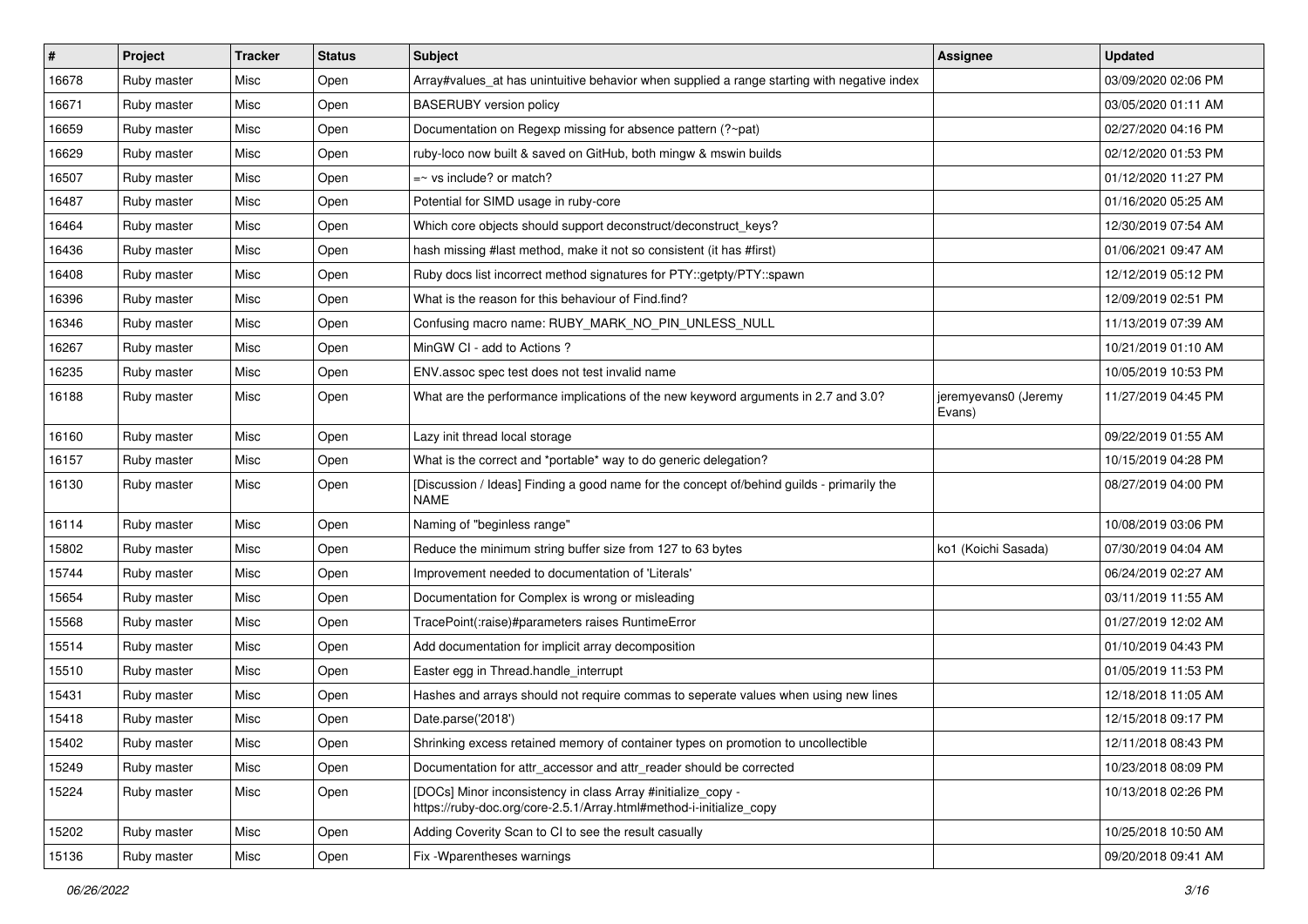| # | Project | Tracker | Status | Subject | Assignee | Updated |
|---|---|---|---|---|---|---|
| 16678 | Ruby master | Misc | Open | Array#values_at has unintuitive behavior when supplied a range starting with negative index | | 03/09/2020 02:06 PM |
| 16671 | Ruby master | Misc | Open | BASERUBY version policy | | 03/05/2020 01:11 AM |
| 16659 | Ruby master | Misc | Open | Documentation on Regexp missing for absence pattern (?~pat) | | 02/27/2020 04:16 PM |
| 16629 | Ruby master | Misc | Open | ruby-loco now built & saved on GitHub, both mingw & mswin builds | | 02/12/2020 01:53 PM |
| 16507 | Ruby master | Misc | Open | =~ vs include? or match? | | 01/12/2020 11:27 PM |
| 16487 | Ruby master | Misc | Open | Potential for SIMD usage in ruby-core | | 01/16/2020 05:25 AM |
| 16464 | Ruby master | Misc | Open | Which core objects should support deconstruct/deconstruct_keys? | | 12/30/2019 07:54 AM |
| 16436 | Ruby master | Misc | Open | hash missing #last method, make it not so consistent (it has #first) | | 01/06/2021 09:47 AM |
| 16408 | Ruby master | Misc | Open | Ruby docs list incorrect method signatures for PTY::getpty/PTY::spawn | | 12/12/2019 05:12 PM |
| 16396 | Ruby master | Misc | Open | What is the reason for this behaviour of Find.find? | | 12/09/2019 02:51 PM |
| 16346 | Ruby master | Misc | Open | Confusing macro name: RUBY_MARK_NO_PIN_UNLESS_NULL | | 11/13/2019 07:39 AM |
| 16267 | Ruby master | Misc | Open | MinGW CI - add to Actions ? | | 10/21/2019 01:10 AM |
| 16235 | Ruby master | Misc | Open | ENV.assoc spec test does not test invalid name | | 10/05/2019 10:53 PM |
| 16188 | Ruby master | Misc | Open | What are the performance implications of the new keyword arguments in 2.7 and 3.0? | jeremyevans0 (Jeremy Evans) | 11/27/2019 04:45 PM |
| 16160 | Ruby master | Misc | Open | Lazy init thread local storage | | 09/22/2019 01:55 AM |
| 16157 | Ruby master | Misc | Open | What is the correct and *portable* way to do generic delegation? | | 10/15/2019 04:28 PM |
| 16130 | Ruby master | Misc | Open | [Discussion / Ideas] Finding a good name for the concept of/behind guilds - primarily the NAME | | 08/27/2019 04:00 PM |
| 16114 | Ruby master | Misc | Open | Naming of "beginless range" | | 10/08/2019 03:06 PM |
| 15802 | Ruby master | Misc | Open | Reduce the minimum string buffer size from 127 to 63 bytes | ko1 (Koichi Sasada) | 07/30/2019 04:04 AM |
| 15744 | Ruby master | Misc | Open | Improvement needed to documentation of 'Literals' | | 06/24/2019 02:27 AM |
| 15654 | Ruby master | Misc | Open | Documentation for Complex is wrong or misleading | | 03/11/2019 11:55 AM |
| 15568 | Ruby master | Misc | Open | TracePoint(:raise)#parameters raises RuntimeError | | 01/27/2019 12:02 AM |
| 15514 | Ruby master | Misc | Open | Add documentation for implicit array decomposition | | 01/10/2019 04:43 PM |
| 15510 | Ruby master | Misc | Open | Easter egg in Thread.handle_interrupt | | 01/05/2019 11:53 PM |
| 15431 | Ruby master | Misc | Open | Hashes and arrays should not require commas to seperate values when using new lines | | 12/18/2018 11:05 AM |
| 15418 | Ruby master | Misc | Open | Date.parse('2018') | | 12/15/2018 09:17 PM |
| 15402 | Ruby master | Misc | Open | Shrinking excess retained memory of container types on promotion to uncollectible | | 12/11/2018 08:43 PM |
| 15249 | Ruby master | Misc | Open | Documentation for attr_accessor and attr_reader should be corrected | | 10/23/2018 08:09 PM |
| 15224 | Ruby master | Misc | Open | [DOCs] Minor inconsistency in class Array #initialize_copy - https://ruby-doc.org/core-2.5.1/Array.html#method-i-initialize_copy | | 10/13/2018 02:26 PM |
| 15202 | Ruby master | Misc | Open | Adding Coverity Scan to CI to see the result casually | | 10/25/2018 10:50 AM |
| 15136 | Ruby master | Misc | Open | Fix -Wparentheses warnings | | 09/20/2018 09:41 AM |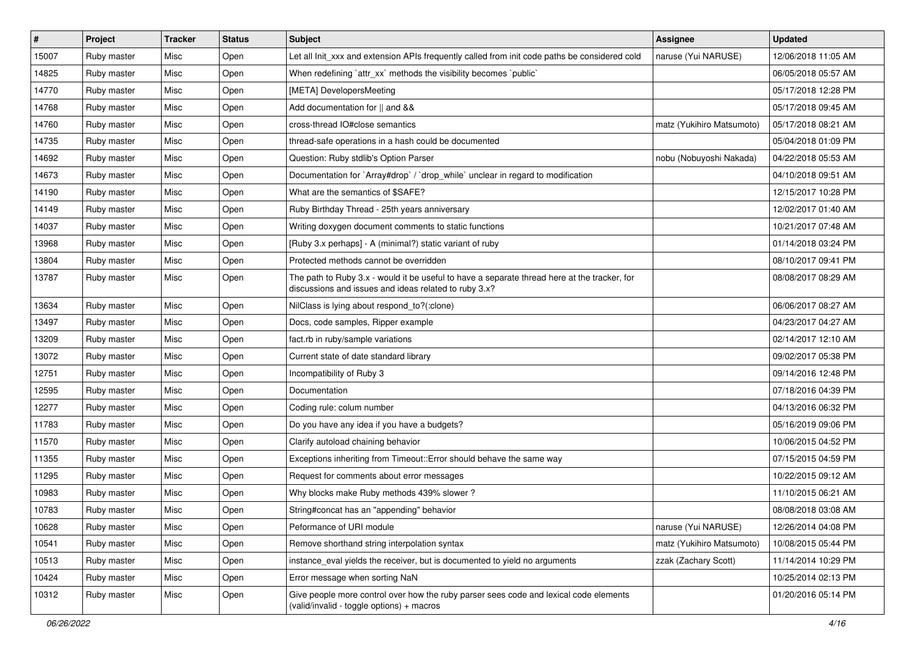| # | Project | Tracker | Status | Subject | Assignee | Updated |
|---|---|---|---|---|---|---|
| 15007 | Ruby master | Misc | Open | Let all Init_xxx and extension APIs frequently called from init code paths be considered cold | naruse (Yui NARUSE) | 12/06/2018 11:05 AM |
| 14825 | Ruby master | Misc | Open | When redefining `attr_xx` methods the visibility becomes `public` | | 06/05/2018 05:57 AM |
| 14770 | Ruby master | Misc | Open | [META] DevelopersMeeting | | 05/17/2018 12:28 PM |
| 14768 | Ruby master | Misc | Open | Add documentation for \|\| and && | | 05/17/2018 09:45 AM |
| 14760 | Ruby master | Misc | Open | cross-thread IO#close semantics | matz (Yukihiro Matsumoto) | 05/17/2018 08:21 AM |
| 14735 | Ruby master | Misc | Open | thread-safe operations in a hash could be documented | | 05/04/2018 01:09 PM |
| 14692 | Ruby master | Misc | Open | Question: Ruby stdlib's Option Parser | nobu (Nobuyoshi Nakada) | 04/22/2018 05:53 AM |
| 14673 | Ruby master | Misc | Open | Documentation for `Array#drop` / `drop_while` unclear in regard to modification | | 04/10/2018 09:51 AM |
| 14190 | Ruby master | Misc | Open | What are the semantics of $SAFE? | | 12/15/2017 10:28 PM |
| 14149 | Ruby master | Misc | Open | Ruby Birthday Thread - 25th years anniversary | | 12/02/2017 01:40 AM |
| 14037 | Ruby master | Misc | Open | Writing doxygen document comments to static functions | | 10/21/2017 07:48 AM |
| 13968 | Ruby master | Misc | Open | [Ruby 3.x perhaps] - A (minimal?) static variant of ruby | | 01/14/2018 03:24 PM |
| 13804 | Ruby master | Misc | Open | Protected methods cannot be overridden | | 08/10/2017 09:41 PM |
| 13787 | Ruby master | Misc | Open | The path to Ruby 3.x - would it be useful to have a separate thread here at the tracker, for discussions and issues and ideas related to ruby 3.x? | | 08/08/2017 08:29 AM |
| 13634 | Ruby master | Misc | Open | NilClass is lying about respond_to?(:clone) | | 06/06/2017 08:27 AM |
| 13497 | Ruby master | Misc | Open | Docs, code samples, Ripper example | | 04/23/2017 04:27 AM |
| 13209 | Ruby master | Misc | Open | fact.rb in ruby/sample variations | | 02/14/2017 12:10 AM |
| 13072 | Ruby master | Misc | Open | Current state of date standard library | | 09/02/2017 05:38 PM |
| 12751 | Ruby master | Misc | Open | Incompatibility of Ruby 3 | | 09/14/2016 12:48 PM |
| 12595 | Ruby master | Misc | Open | Documentation | | 07/18/2016 04:39 PM |
| 12277 | Ruby master | Misc | Open | Coding rule: colum number | | 04/13/2016 06:32 PM |
| 11783 | Ruby master | Misc | Open | Do you have any idea if you have a budgets? | | 05/16/2019 09:06 PM |
| 11570 | Ruby master | Misc | Open | Clarify autoload chaining behavior | | 10/06/2015 04:52 PM |
| 11355 | Ruby master | Misc | Open | Exceptions inheriting from Timeout::Error should behave the same way | | 07/15/2015 04:59 PM |
| 11295 | Ruby master | Misc | Open | Request for comments about error messages | | 10/22/2015 09:12 AM |
| 10983 | Ruby master | Misc | Open | Why blocks make Ruby methods 439% slower ? | | 11/10/2015 06:21 AM |
| 10783 | Ruby master | Misc | Open | String#concat has an "appending" behavior | | 08/08/2018 03:08 AM |
| 10628 | Ruby master | Misc | Open | Peformance of URI module | naruse (Yui NARUSE) | 12/26/2014 04:08 PM |
| 10541 | Ruby master | Misc | Open | Remove shorthand string interpolation syntax | matz (Yukihiro Matsumoto) | 10/08/2015 05:44 PM |
| 10513 | Ruby master | Misc | Open | instance_eval yields the receiver, but is documented to yield no arguments | zzak (Zachary Scott) | 11/14/2014 10:29 PM |
| 10424 | Ruby master | Misc | Open | Error message when sorting NaN | | 10/25/2014 02:13 PM |
| 10312 | Ruby master | Misc | Open | Give people more control over how the ruby parser sees code and lexical code elements (valid/invalid - toggle options) + macros | | 01/20/2016 05:14 PM |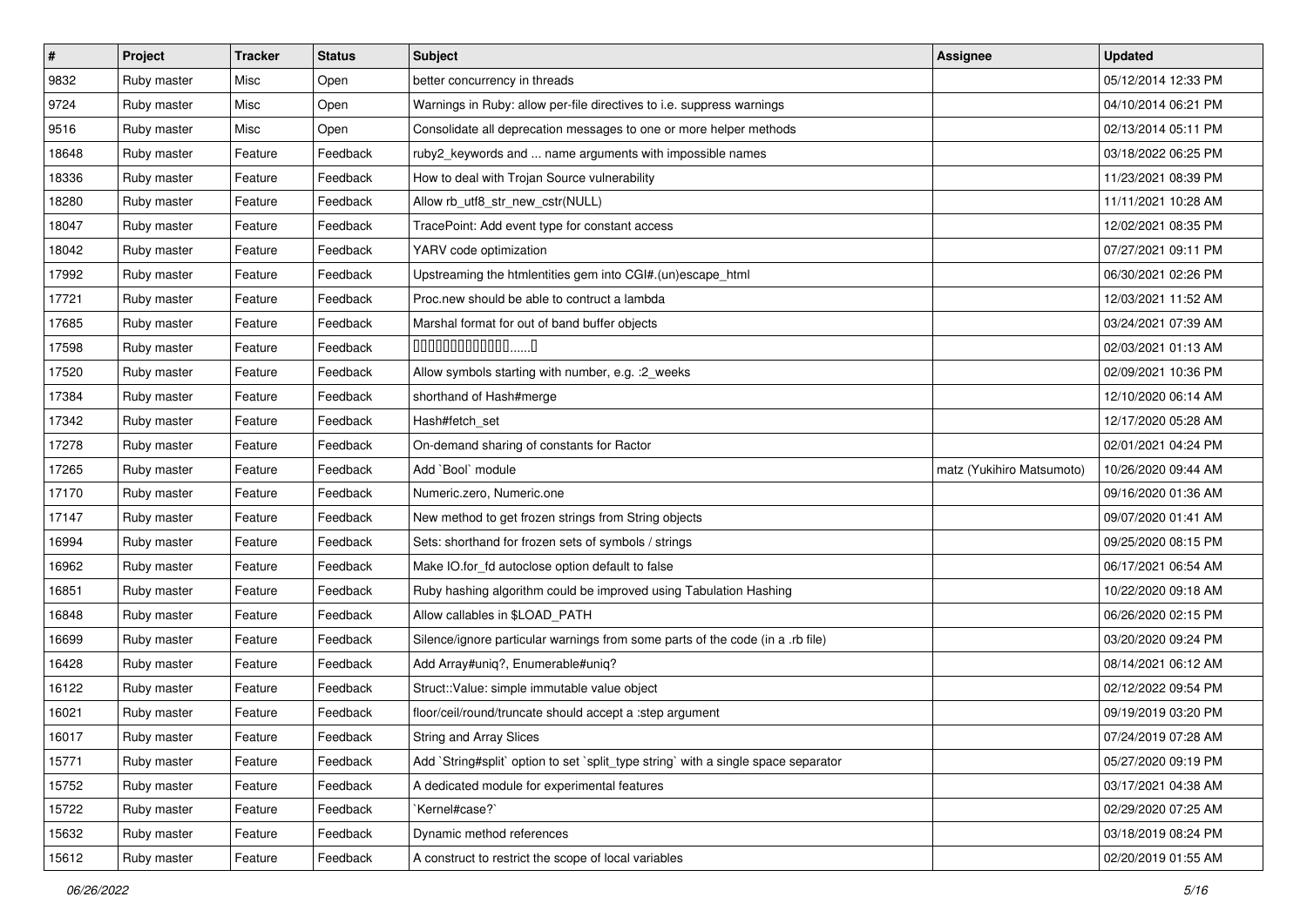| # | Project | Tracker | Status | Subject | Assignee | Updated |
| --- | --- | --- | --- | --- | --- | --- |
| 9832 | Ruby master | Misc | Open | better concurrency in threads | | 05/12/2014 12:33 PM |
| 9724 | Ruby master | Misc | Open | Warnings in Ruby: allow per-file directives to i.e. suppress warnings | | 04/10/2014 06:21 PM |
| 9516 | Ruby master | Misc | Open | Consolidate all deprecation messages to one or more helper methods | | 02/13/2014 05:11 PM |
| 18648 | Ruby master | Feature | Feedback | ruby2_keywords and ... name arguments with impossible names | | 03/18/2022 06:25 PM |
| 18336 | Ruby master | Feature | Feedback | How to deal with Trojan Source vulnerability | | 11/23/2021 08:39 PM |
| 18280 | Ruby master | Feature | Feedback | Allow rb_utf8_str_new_cstr(NULL) | | 11/11/2021 10:28 AM |
| 18047 | Ruby master | Feature | Feedback | TracePoint: Add event type for constant access | | 12/02/2021 08:35 PM |
| 18042 | Ruby master | Feature | Feedback | YARV code optimization | | 07/27/2021 09:11 PM |
| 17992 | Ruby master | Feature | Feedback | Upstreaming the htmlentities gem into CGI#.(un)escape_html | | 06/30/2021 02:26 PM |
| 17721 | Ruby master | Feature | Feedback | Proc.new should be able to contruct a lambda | | 12/03/2021 11:52 AM |
| 17685 | Ruby master | Feature | Feedback | Marshal format for out of band buffer objects | | 03/24/2021 07:39 AM |
| 17598 | Ruby master | Feature | Feedback | 0000000000000......0 | | 02/03/2021 01:13 AM |
| 17520 | Ruby master | Feature | Feedback | Allow symbols starting with number, e.g. :2_weeks | | 02/09/2021 10:36 PM |
| 17384 | Ruby master | Feature | Feedback | shorthand of Hash#merge | | 12/10/2020 06:14 AM |
| 17342 | Ruby master | Feature | Feedback | Hash#fetch_set | | 12/17/2020 05:28 AM |
| 17278 | Ruby master | Feature | Feedback | On-demand sharing of constants for Ractor | | 02/01/2021 04:24 PM |
| 17265 | Ruby master | Feature | Feedback | Add `Bool` module | matz (Yukihiro Matsumoto) | 10/26/2020 09:44 AM |
| 17170 | Ruby master | Feature | Feedback | Numeric.zero, Numeric.one | | 09/16/2020 01:36 AM |
| 17147 | Ruby master | Feature | Feedback | New method to get frozen strings from String objects | | 09/07/2020 01:41 AM |
| 16994 | Ruby master | Feature | Feedback | Sets: shorthand for frozen sets of symbols / strings | | 09/25/2020 08:15 PM |
| 16962 | Ruby master | Feature | Feedback | Make IO.for_fd autoclose option default to false | | 06/17/2021 06:54 AM |
| 16851 | Ruby master | Feature | Feedback | Ruby hashing algorithm could be improved using Tabulation Hashing | | 10/22/2020 09:18 AM |
| 16848 | Ruby master | Feature | Feedback | Allow callables in $LOAD_PATH | | 06/26/2020 02:15 PM |
| 16699 | Ruby master | Feature | Feedback | Silence/ignore particular warnings from some parts of the code (in a .rb file) | | 03/20/2020 09:24 PM |
| 16428 | Ruby master | Feature | Feedback | Add Array#uniq?, Enumerable#uniq? | | 08/14/2021 06:12 AM |
| 16122 | Ruby master | Feature | Feedback | Struct::Value: simple immutable value object | | 02/12/2022 09:54 PM |
| 16021 | Ruby master | Feature | Feedback | floor/ceil/round/truncate should accept a :step argument | | 09/19/2019 03:20 PM |
| 16017 | Ruby master | Feature | Feedback | String and Array Slices | | 07/24/2019 07:28 AM |
| 15771 | Ruby master | Feature | Feedback | Add `String#split` option to set `split_type string` with a single space separator | | 05/27/2020 09:19 PM |
| 15752 | Ruby master | Feature | Feedback | A dedicated module for experimental features | | 03/17/2021 04:38 AM |
| 15722 | Ruby master | Feature | Feedback | `Kernel#case?` | | 02/29/2020 07:25 AM |
| 15632 | Ruby master | Feature | Feedback | Dynamic method references | | 03/18/2019 08:24 PM |
| 15612 | Ruby master | Feature | Feedback | A construct to restrict the scope of local variables | | 02/20/2019 01:55 AM |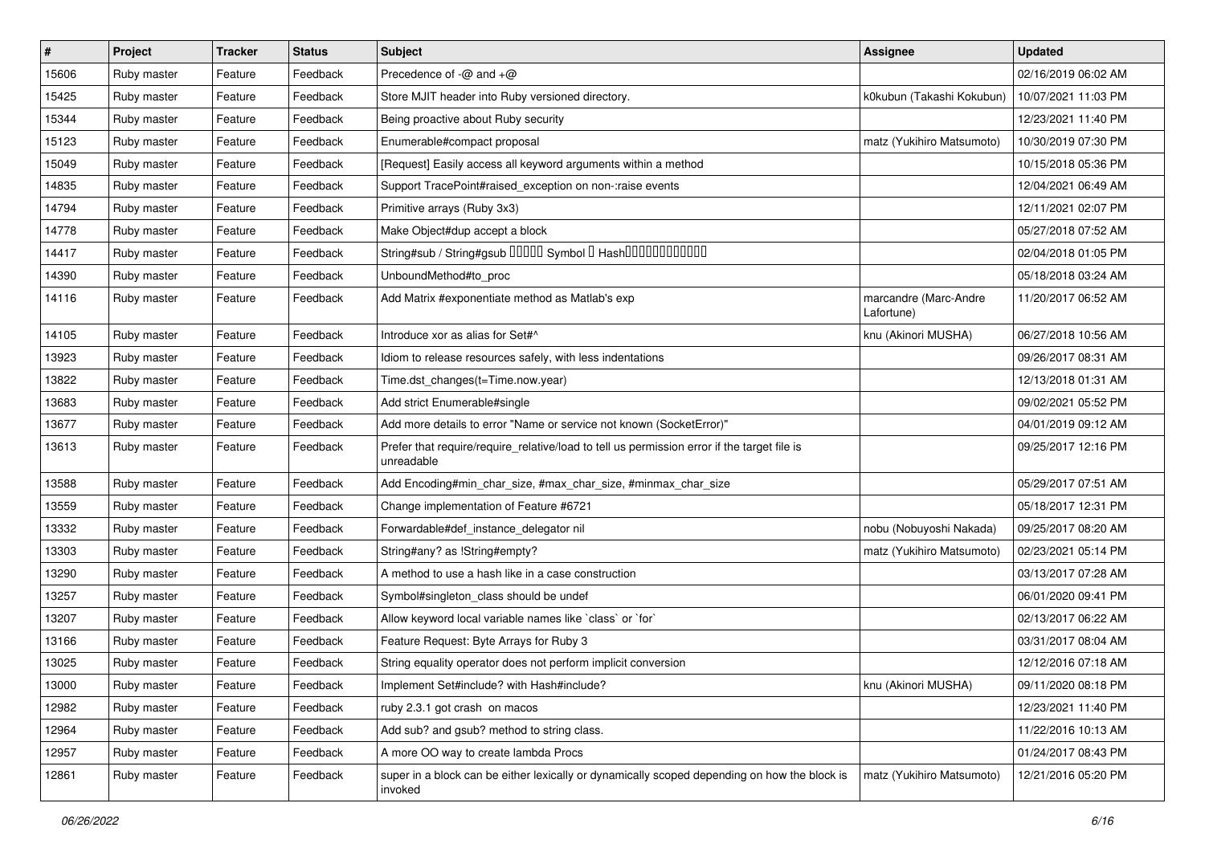| # | Project | Tracker | Status | Subject | Assignee | Updated |
|---|---|---|---|---|---|---|
| 15606 | Ruby master | Feature | Feedback | Precedence of -@ and +@ | | 02/16/2019 06:02 AM |
| 15425 | Ruby master | Feature | Feedback | Store MJIT header into Ruby versioned directory. | k0kubun (Takashi Kokubun) | 10/07/2021 11:03 PM |
| 15344 | Ruby master | Feature | Feedback | Being proactive about Ruby security | | 12/23/2021 11:40 PM |
| 15123 | Ruby master | Feature | Feedback | Enumerable#compact proposal | matz (Yukihiro Matsumoto) | 10/30/2019 07:30 PM |
| 15049 | Ruby master | Feature | Feedback | [Request] Easily access all keyword arguments within a method | | 10/15/2018 05:36 PM |
| 14835 | Ruby master | Feature | Feedback | Support TracePoint#raised_exception on non-:raise events | | 12/04/2021 06:49 AM |
| 14794 | Ruby master | Feature | Feedback | Primitive arrays (Ruby 3x3) | | 12/11/2021 02:07 PM |
| 14778 | Ruby master | Feature | Feedback | Make Object#dup accept a block | | 05/27/2018 07:52 AM |
| 14417 | Ruby master | Feature | Feedback | String#sub / String#gsub ����� Symbol � Hash������������ | | 02/04/2018 01:05 PM |
| 14390 | Ruby master | Feature | Feedback | UnboundMethod#to_proc | | 05/18/2018 03:24 AM |
| 14116 | Ruby master | Feature | Feedback | Add Matrix #exponentiate method as Matlab's exp | marcandre (Marc-Andre Lafortune) | 11/20/2017 06:52 AM |
| 14105 | Ruby master | Feature | Feedback | Introduce xor as alias for Set#^ | knu (Akinori MUSHA) | 06/27/2018 10:56 AM |
| 13923 | Ruby master | Feature | Feedback | Idiom to release resources safely, with less indentations | | 09/26/2017 08:31 AM |
| 13822 | Ruby master | Feature | Feedback | Time.dst_changes(t=Time.now.year) | | 12/13/2018 01:31 AM |
| 13683 | Ruby master | Feature | Feedback | Add strict Enumerable#single | | 09/02/2021 05:52 PM |
| 13677 | Ruby master | Feature | Feedback | Add more details to error "Name or service not known (SocketError)" | | 04/01/2019 09:12 AM |
| 13613 | Ruby master | Feature | Feedback | Prefer that require/require_relative/load to tell us permission error if the target file is unreadable | | 09/25/2017 12:16 PM |
| 13588 | Ruby master | Feature | Feedback | Add Encoding#min_char_size, #max_char_size, #minmax_char_size | | 05/29/2017 07:51 AM |
| 13559 | Ruby master | Feature | Feedback | Change implementation of Feature #6721 | | 05/18/2017 12:31 PM |
| 13332 | Ruby master | Feature | Feedback | Forwardable#def_instance_delegator nil | nobu (Nobuyoshi Nakada) | 09/25/2017 08:20 AM |
| 13303 | Ruby master | Feature | Feedback | String#any? as !String#empty? | matz (Yukihiro Matsumoto) | 02/23/2021 05:14 PM |
| 13290 | Ruby master | Feature | Feedback | A method to use a hash like in a case construction | | 03/13/2017 07:28 AM |
| 13257 | Ruby master | Feature | Feedback | Symbol#singleton_class should be undef | | 06/01/2020 09:41 PM |
| 13207 | Ruby master | Feature | Feedback | Allow keyword local variable names like `class` or `for` | | 02/13/2017 06:22 AM |
| 13166 | Ruby master | Feature | Feedback | Feature Request: Byte Arrays for Ruby 3 | | 03/31/2017 08:04 AM |
| 13025 | Ruby master | Feature | Feedback | String equality operator does not perform implicit conversion | | 12/12/2016 07:18 AM |
| 13000 | Ruby master | Feature | Feedback | Implement Set#include? with Hash#include? | knu (Akinori MUSHA) | 09/11/2020 08:18 PM |
| 12982 | Ruby master | Feature | Feedback | ruby 2.3.1 got crash on macos | | 12/23/2021 11:40 PM |
| 12964 | Ruby master | Feature | Feedback | Add sub? and gsub? method to string class. | | 11/22/2016 10:13 AM |
| 12957 | Ruby master | Feature | Feedback | A more OO way to create lambda Procs | | 01/24/2017 08:43 PM |
| 12861 | Ruby master | Feature | Feedback | super in a block can be either lexically or dynamically scoped depending on how the block is invoked | matz (Yukihiro Matsumoto) | 12/21/2016 05:20 PM |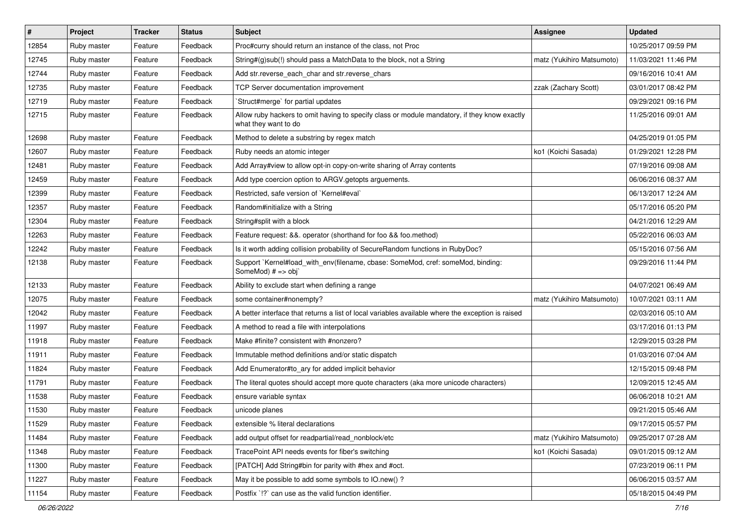| # | Project | Tracker | Status | Subject | Assignee | Updated |
|---|---|---|---|---|---|---|
| 12854 | Ruby master | Feature | Feedback | Proc#curry should return an instance of the class, not Proc | | 10/25/2017 09:59 PM |
| 12745 | Ruby master | Feature | Feedback | String#(g)sub(!) should pass a MatchData to the block, not a String | matz (Yukihiro Matsumoto) | 11/03/2021 11:46 PM |
| 12744 | Ruby master | Feature | Feedback | Add str.reverse_each_char and str.reverse_chars | | 09/16/2016 10:41 AM |
| 12735 | Ruby master | Feature | Feedback | TCP Server documentation improvement | zzak (Zachary Scott) | 03/01/2017 08:42 PM |
| 12719 | Ruby master | Feature | Feedback | `Struct#merge` for partial updates | | 09/29/2021 09:16 PM |
| 12715 | Ruby master | Feature | Feedback | Allow ruby hackers to omit having to specify class or module mandatory, if they know exactly what they want to do | | 11/25/2016 09:01 AM |
| 12698 | Ruby master | Feature | Feedback | Method to delete a substring by regex match | | 04/25/2019 01:05 PM |
| 12607 | Ruby master | Feature | Feedback | Ruby needs an atomic integer | ko1 (Koichi Sasada) | 01/29/2021 12:28 PM |
| 12481 | Ruby master | Feature | Feedback | Add Array#view to allow opt-in copy-on-write sharing of Array contents | | 07/19/2016 09:08 AM |
| 12459 | Ruby master | Feature | Feedback | Add type coercion option to ARGV.getopts arguements. | | 06/06/2016 08:37 AM |
| 12399 | Ruby master | Feature | Feedback | Restricted, safe version of `Kernel#eval` | | 06/13/2017 12:24 AM |
| 12357 | Ruby master | Feature | Feedback | Random#initialize with a String | | 05/17/2016 05:20 PM |
| 12304 | Ruby master | Feature | Feedback | String#split with a block | | 04/21/2016 12:29 AM |
| 12263 | Ruby master | Feature | Feedback | Feature request: &&. operator (shorthand for foo && foo.method) | | 05/22/2016 06:03 AM |
| 12242 | Ruby master | Feature | Feedback | Is it worth adding collision probability of SecureRandom functions in RubyDoc? | | 05/15/2016 07:56 AM |
| 12138 | Ruby master | Feature | Feedback | Support `Kernel#load_with_env(filename, cbase: SomeMod, cref: someMod, binding: SomeMod) # => obj` | | 09/29/2016 11:44 PM |
| 12133 | Ruby master | Feature | Feedback | Ability to exclude start when defining a range | | 04/07/2021 06:49 AM |
| 12075 | Ruby master | Feature | Feedback | some container#nonempty? | matz (Yukihiro Matsumoto) | 10/07/2021 03:11 AM |
| 12042 | Ruby master | Feature | Feedback | A better interface that returns a list of local variables available where the exception is raised | | 02/03/2016 05:10 AM |
| 11997 | Ruby master | Feature | Feedback | A method to read a file with interpolations | | 03/17/2016 01:13 PM |
| 11918 | Ruby master | Feature | Feedback | Make #finite? consistent with #nonzero? | | 12/29/2015 03:28 PM |
| 11911 | Ruby master | Feature | Feedback | Immutable method definitions and/or static dispatch | | 01/03/2016 07:04 AM |
| 11824 | Ruby master | Feature | Feedback | Add Enumerator#to_ary for added implicit behavior | | 12/15/2015 09:48 PM |
| 11791 | Ruby master | Feature | Feedback | The literal quotes should accept more quote characters (aka more unicode characters) | | 12/09/2015 12:45 AM |
| 11538 | Ruby master | Feature | Feedback | ensure variable syntax | | 06/06/2018 10:21 AM |
| 11530 | Ruby master | Feature | Feedback | unicode planes | | 09/21/2015 05:46 AM |
| 11529 | Ruby master | Feature | Feedback | extensible % literal declarations | | 09/17/2015 05:57 PM |
| 11484 | Ruby master | Feature | Feedback | add output offset for readpartial/read_nonblock/etc | matz (Yukihiro Matsumoto) | 09/25/2017 07:28 AM |
| 11348 | Ruby master | Feature | Feedback | TracePoint API needs events for fiber's switching | ko1 (Koichi Sasada) | 09/01/2015 09:12 AM |
| 11300 | Ruby master | Feature | Feedback | [PATCH] Add String#bin for parity with #hex and #oct. | | 07/23/2019 06:11 PM |
| 11227 | Ruby master | Feature | Feedback | May it be possible to add some symbols to IO.new() ? | | 06/06/2015 03:57 AM |
| 11154 | Ruby master | Feature | Feedback | Postfix `!?` can use as the valid function identifier. | | 05/18/2015 04:49 PM |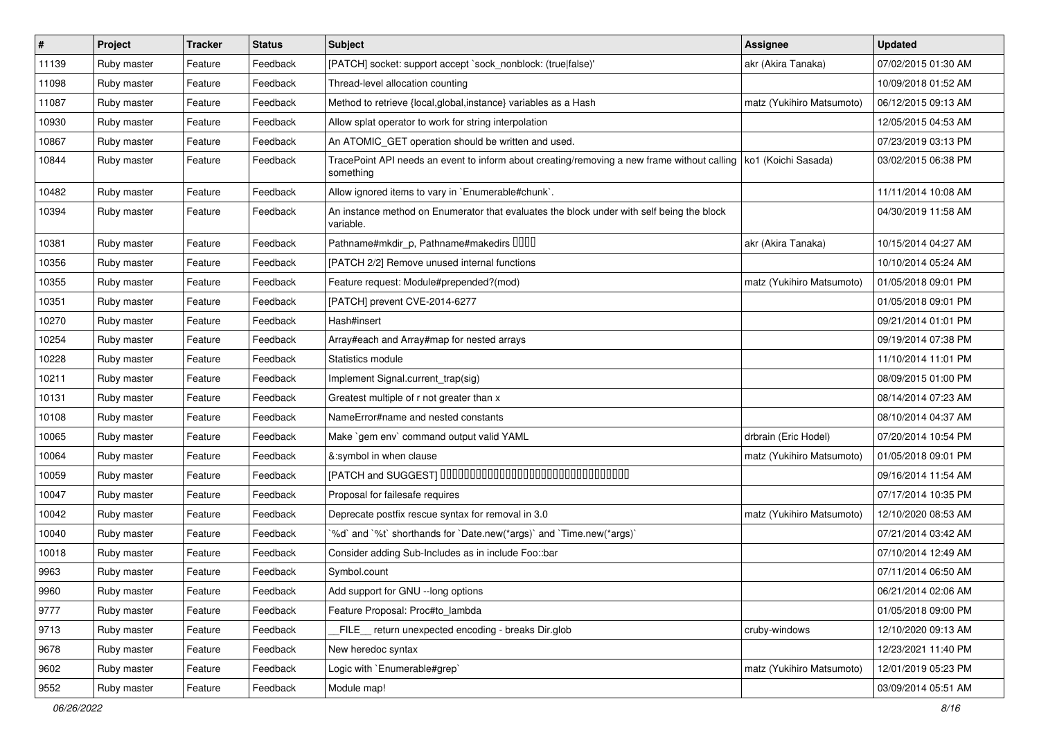| # | Project | Tracker | Status | Subject | Assignee | Updated |
|---|---|---|---|---|---|---|
| 11139 | Ruby master | Feature | Feedback | [PATCH] socket: support accept `sock_nonblock: (true\|false)' | akr (Akira Tanaka) | 07/02/2015 01:30 AM |
| 11098 | Ruby master | Feature | Feedback | Thread-level allocation counting | | 10/09/2018 01:52 AM |
| 11087 | Ruby master | Feature | Feedback | Method to retrieve {local,global,instance} variables as a Hash | matz (Yukihiro Matsumoto) | 06/12/2015 09:13 AM |
| 10930 | Ruby master | Feature | Feedback | Allow splat operator to work for string interpolation | | 12/05/2015 04:53 AM |
| 10867 | Ruby master | Feature | Feedback | An ATOMIC_GET operation should be written and used. | | 07/23/2019 03:13 PM |
| 10844 | Ruby master | Feature | Feedback | TracePoint API needs an event to inform about creating/removing a new frame without calling something | ko1 (Koichi Sasada) | 03/02/2015 06:38 PM |
| 10482 | Ruby master | Feature | Feedback | Allow ignored items to vary in `Enumerable#chunk`. | | 11/11/2014 10:08 AM |
| 10394 | Ruby master | Feature | Feedback | An instance method on Enumerator that evaluates the block under with self being the block variable. | | 04/30/2019 11:58 AM |
| 10381 | Ruby master | Feature | Feedback | Pathname#mkdir_p, Pathname#makedirs □□□□ | akr (Akira Tanaka) | 10/15/2014 04:27 AM |
| 10356 | Ruby master | Feature | Feedback | [PATCH 2/2] Remove unused internal functions | | 10/10/2014 05:24 AM |
| 10355 | Ruby master | Feature | Feedback | Feature request: Module#prepended?(mod) | matz (Yukihiro Matsumoto) | 01/05/2018 09:01 PM |
| 10351 | Ruby master | Feature | Feedback | [PATCH] prevent CVE-2014-6277 | | 01/05/2018 09:01 PM |
| 10270 | Ruby master | Feature | Feedback | Hash#insert | | 09/21/2014 01:01 PM |
| 10254 | Ruby master | Feature | Feedback | Array#each and Array#map for nested arrays | | 09/19/2014 07:38 PM |
| 10228 | Ruby master | Feature | Feedback | Statistics module | | 11/10/2014 11:01 PM |
| 10211 | Ruby master | Feature | Feedback | Implement Signal.current_trap(sig) | | 08/09/2015 01:00 PM |
| 10131 | Ruby master | Feature | Feedback | Greatest multiple of r not greater than x | | 08/14/2014 07:23 AM |
| 10108 | Ruby master | Feature | Feedback | NameError#name and nested constants | | 08/10/2014 04:37 AM |
| 10065 | Ruby master | Feature | Feedback | Make `gem env` command output valid YAML | drbrain (Eric Hodel) | 07/20/2014 10:54 PM |
| 10064 | Ruby master | Feature | Feedback | &:symbol in when clause | matz (Yukihiro Matsumoto) | 01/05/2018 09:01 PM |
| 10059 | Ruby master | Feature | Feedback | [PATCH and SUGGEST] □□□□□□□□□□□□□□□□□□□□□□□□□□□□□□□□□□ | | 09/16/2014 11:54 AM |
| 10047 | Ruby master | Feature | Feedback | Proposal for failesafe requires | | 07/17/2014 10:35 PM |
| 10042 | Ruby master | Feature | Feedback | Deprecate postfix rescue syntax for removal in 3.0 | matz (Yukihiro Matsumoto) | 12/10/2020 08:53 AM |
| 10040 | Ruby master | Feature | Feedback | `%d` and `%t` shorthands for `Date.new(*args)` and `Time.new(*args)` | | 07/21/2014 03:42 AM |
| 10018 | Ruby master | Feature | Feedback | Consider adding Sub-Includes as in include Foo::bar | | 07/10/2014 12:49 AM |
| 9963 | Ruby master | Feature | Feedback | Symbol.count | | 07/11/2014 06:50 AM |
| 9960 | Ruby master | Feature | Feedback | Add support for GNU --long options | | 06/21/2014 02:06 AM |
| 9777 | Ruby master | Feature | Feedback | Feature Proposal: Proc#to_lambda | | 01/05/2018 09:00 PM |
| 9713 | Ruby master | Feature | Feedback | __FILE__ return unexpected encoding - breaks Dir.glob | cruby-windows | 12/10/2020 09:13 AM |
| 9678 | Ruby master | Feature | Feedback | New heredoc syntax | | 12/23/2021 11:40 PM |
| 9602 | Ruby master | Feature | Feedback | Logic with `Enumerable#grep` | matz (Yukihiro Matsumoto) | 12/01/2019 05:23 PM |
| 9552 | Ruby master | Feature | Feedback | Module map! | | 03/09/2014 05:51 AM |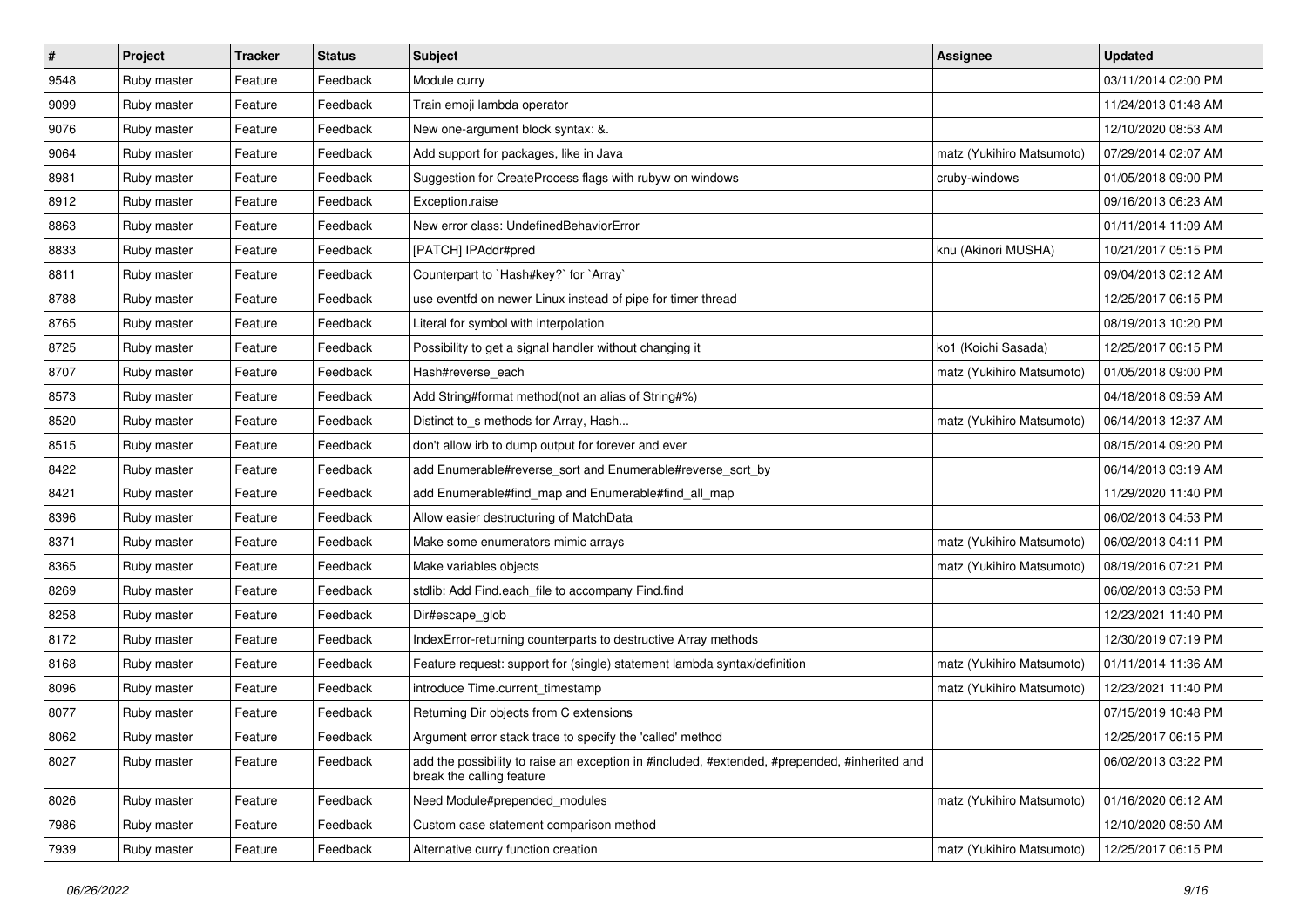| # | Project | Tracker | Status | Subject | Assignee | Updated |
|---|---|---|---|---|---|---|
| 9548 | Ruby master | Feature | Feedback | Module curry | | 03/11/2014 02:00 PM |
| 9099 | Ruby master | Feature | Feedback | Train emoji lambda operator | | 11/24/2013 01:48 AM |
| 9076 | Ruby master | Feature | Feedback | New one-argument block syntax: &. | | 12/10/2020 08:53 AM |
| 9064 | Ruby master | Feature | Feedback | Add support for packages, like in Java | matz (Yukihiro Matsumoto) | 07/29/2014 02:07 AM |
| 8981 | Ruby master | Feature | Feedback | Suggestion for CreateProcess flags with rubyw on windows | cruby-windows | 01/05/2018 09:00 PM |
| 8912 | Ruby master | Feature | Feedback | Exception.raise | | 09/16/2013 06:23 AM |
| 8863 | Ruby master | Feature | Feedback | New error class: UndefinedBehaviorError | | 01/11/2014 11:09 AM |
| 8833 | Ruby master | Feature | Feedback | [PATCH] IPAddr#pred | knu (Akinori MUSHA) | 10/21/2017 05:15 PM |
| 8811 | Ruby master | Feature | Feedback | Counterpart to `Hash#key?` for `Array` | | 09/04/2013 02:12 AM |
| 8788 | Ruby master | Feature | Feedback | use eventfd on newer Linux instead of pipe for timer thread | | 12/25/2017 06:15 PM |
| 8765 | Ruby master | Feature | Feedback | Literal for symbol with interpolation | | 08/19/2013 10:20 PM |
| 8725 | Ruby master | Feature | Feedback | Possibility to get a signal handler without changing it | ko1 (Koichi Sasada) | 12/25/2017 06:15 PM |
| 8707 | Ruby master | Feature | Feedback | Hash#reverse_each | matz (Yukihiro Matsumoto) | 01/05/2018 09:00 PM |
| 8573 | Ruby master | Feature | Feedback | Add String#format method(not an alias of String#%) | | 04/18/2018 09:59 AM |
| 8520 | Ruby master | Feature | Feedback | Distinct to_s methods for Array, Hash... | matz (Yukihiro Matsumoto) | 06/14/2013 12:37 AM |
| 8515 | Ruby master | Feature | Feedback | don't allow irb to dump output for forever and ever | | 08/15/2014 09:20 PM |
| 8422 | Ruby master | Feature | Feedback | add Enumerable#reverse_sort and Enumerable#reverse_sort_by | | 06/14/2013 03:19 AM |
| 8421 | Ruby master | Feature | Feedback | add Enumerable#find_map and Enumerable#find_all_map | | 11/29/2020 11:40 PM |
| 8396 | Ruby master | Feature | Feedback | Allow easier destructuring of MatchData | | 06/02/2013 04:53 PM |
| 8371 | Ruby master | Feature | Feedback | Make some enumerators mimic arrays | matz (Yukihiro Matsumoto) | 06/02/2013 04:11 PM |
| 8365 | Ruby master | Feature | Feedback | Make variables objects | matz (Yukihiro Matsumoto) | 08/19/2016 07:21 PM |
| 8269 | Ruby master | Feature | Feedback | stdlib: Add Find.each_file to accompany Find.find | | 06/02/2013 03:53 PM |
| 8258 | Ruby master | Feature | Feedback | Dir#escape_glob | | 12/23/2021 11:40 PM |
| 8172 | Ruby master | Feature | Feedback | IndexError-returning counterparts to destructive Array methods | | 12/30/2019 07:19 PM |
| 8168 | Ruby master | Feature | Feedback | Feature request: support for (single) statement lambda syntax/definition | matz (Yukihiro Matsumoto) | 01/11/2014 11:36 AM |
| 8096 | Ruby master | Feature | Feedback | introduce Time.current_timestamp | matz (Yukihiro Matsumoto) | 12/23/2021 11:40 PM |
| 8077 | Ruby master | Feature | Feedback | Returning Dir objects from C extensions | | 07/15/2019 10:48 PM |
| 8062 | Ruby master | Feature | Feedback | Argument error stack trace to specify the 'called' method | | 12/25/2017 06:15 PM |
| 8027 | Ruby master | Feature | Feedback | add the possibility to raise an exception in #included, #extended, #prepended, #inherited and break the calling feature | | 06/02/2013 03:22 PM |
| 8026 | Ruby master | Feature | Feedback | Need Module#prepended_modules | matz (Yukihiro Matsumoto) | 01/16/2020 06:12 AM |
| 7986 | Ruby master | Feature | Feedback | Custom case statement comparison method | | 12/10/2020 08:50 AM |
| 7939 | Ruby master | Feature | Feedback | Alternative curry function creation | matz (Yukihiro Matsumoto) | 12/25/2017 06:15 PM |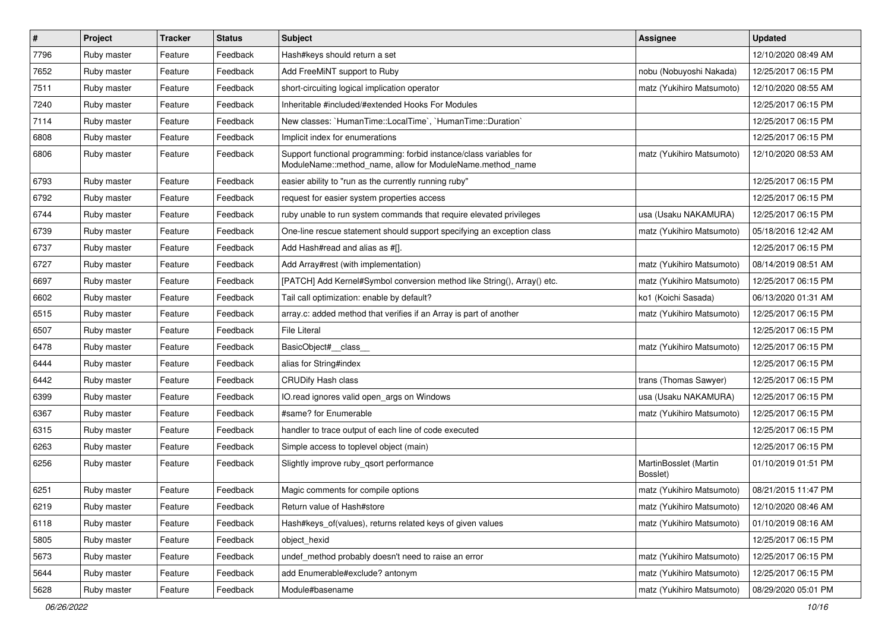| # | Project | Tracker | Status | Subject | Assignee | Updated |
|---|---|---|---|---|---|---|
| 7796 | Ruby master | Feature | Feedback | Hash#keys should return a set | | 12/10/2020 08:49 AM |
| 7652 | Ruby master | Feature | Feedback | Add FreeMiNT support to Ruby | nobu (Nobuyoshi Nakada) | 12/25/2017 06:15 PM |
| 7511 | Ruby master | Feature | Feedback | short-circuiting logical implication operator | matz (Yukihiro Matsumoto) | 12/10/2020 08:55 AM |
| 7240 | Ruby master | Feature | Feedback | Inheritable #included/#extended Hooks For Modules | | 12/25/2017 06:15 PM |
| 7114 | Ruby master | Feature | Feedback | New classes: `HumanTime::LocalTime`, `HumanTime::Duration` | | 12/25/2017 06:15 PM |
| 6808 | Ruby master | Feature | Feedback | Implicit index for enumerations | | 12/25/2017 06:15 PM |
| 6806 | Ruby master | Feature | Feedback | Support functional programming: forbid instance/class variables for ModuleName::method_name, allow for ModuleName.method_name | matz (Yukihiro Matsumoto) | 12/10/2020 08:53 AM |
| 6793 | Ruby master | Feature | Feedback | easier ability to "run as the currently running ruby" | | 12/25/2017 06:15 PM |
| 6792 | Ruby master | Feature | Feedback | request for easier system properties access | | 12/25/2017 06:15 PM |
| 6744 | Ruby master | Feature | Feedback | ruby unable to run system commands that require elevated privileges | usa (Usaku NAKAMURA) | 12/25/2017 06:15 PM |
| 6739 | Ruby master | Feature | Feedback | One-line rescue statement should support specifying an exception class | matz (Yukihiro Matsumoto) | 05/18/2016 12:42 AM |
| 6737 | Ruby master | Feature | Feedback | Add Hash#read and alias as #[]. | | 12/25/2017 06:15 PM |
| 6727 | Ruby master | Feature | Feedback | Add Array#rest (with implementation) | matz (Yukihiro Matsumoto) | 08/14/2019 08:51 AM |
| 6697 | Ruby master | Feature | Feedback | [PATCH] Add Kernel#Symbol conversion method like String(), Array() etc. | matz (Yukihiro Matsumoto) | 12/25/2017 06:15 PM |
| 6602 | Ruby master | Feature | Feedback | Tail call optimization: enable by default? | ko1 (Koichi Sasada) | 06/13/2020 01:31 AM |
| 6515 | Ruby master | Feature | Feedback | array.c: added method that verifies if an Array is part of another | matz (Yukihiro Matsumoto) | 12/25/2017 06:15 PM |
| 6507 | Ruby master | Feature | Feedback | File Literal | | 12/25/2017 06:15 PM |
| 6478 | Ruby master | Feature | Feedback | BasicObject#__class__ | matz (Yukihiro Matsumoto) | 12/25/2017 06:15 PM |
| 6444 | Ruby master | Feature | Feedback | alias for String#index | | 12/25/2017 06:15 PM |
| 6442 | Ruby master | Feature | Feedback | CRUDify Hash class | trans (Thomas Sawyer) | 12/25/2017 06:15 PM |
| 6399 | Ruby master | Feature | Feedback | IO.read ignores valid open_args on Windows | usa (Usaku NAKAMURA) | 12/25/2017 06:15 PM |
| 6367 | Ruby master | Feature | Feedback | #same? for Enumerable | matz (Yukihiro Matsumoto) | 12/25/2017 06:15 PM |
| 6315 | Ruby master | Feature | Feedback | handler to trace output of each line of code executed | | 12/25/2017 06:15 PM |
| 6263 | Ruby master | Feature | Feedback | Simple access to toplevel object (main) | | 12/25/2017 06:15 PM |
| 6256 | Ruby master | Feature | Feedback | Slightly improve ruby_qsort performance | MartinBosslet (Martin Bosslet) | 01/10/2019 01:51 PM |
| 6251 | Ruby master | Feature | Feedback | Magic comments for compile options | matz (Yukihiro Matsumoto) | 08/21/2015 11:47 PM |
| 6219 | Ruby master | Feature | Feedback | Return value of Hash#store | matz (Yukihiro Matsumoto) | 12/10/2020 08:46 AM |
| 6118 | Ruby master | Feature | Feedback | Hash#keys_of(values), returns related keys of given values | matz (Yukihiro Matsumoto) | 01/10/2019 08:16 AM |
| 5805 | Ruby master | Feature | Feedback | object_hexid | | 12/25/2017 06:15 PM |
| 5673 | Ruby master | Feature | Feedback | undef_method probably doesn't need to raise an error | matz (Yukihiro Matsumoto) | 12/25/2017 06:15 PM |
| 5644 | Ruby master | Feature | Feedback | add Enumerable#exclude? antonym | matz (Yukihiro Matsumoto) | 12/25/2017 06:15 PM |
| 5628 | Ruby master | Feature | Feedback | Module#basename | matz (Yukihiro Matsumoto) | 08/29/2020 05:01 PM |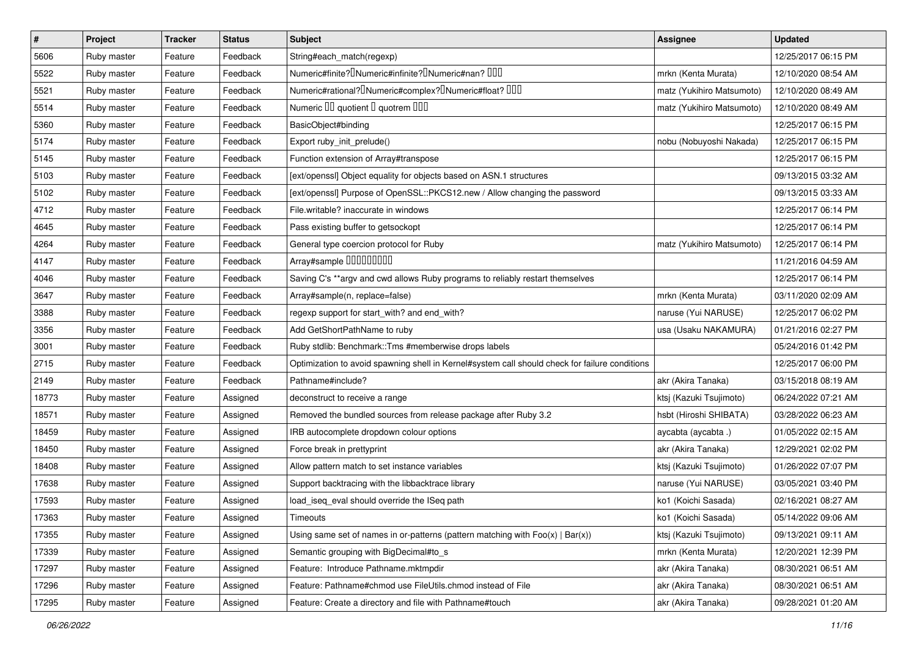| # | Project | Tracker | Status | Subject | Assignee | Updated |
| --- | --- | --- | --- | --- | --- | --- |
| 5606 | Ruby master | Feature | Feedback | String#each_match(regexp) | | 12/25/2017 06:15 PM |
| 5522 | Ruby master | Feature | Feedback | Numeric#finite?�Numeric#infinite?�Numeric#nan? ��� | mrkn (Kenta Murata) | 12/10/2020 08:54 AM |
| 5521 | Ruby master | Feature | Feedback | Numeric#rational?�Numeric#complex?�Numeric#float? ��� | matz (Yukihiro Matsumoto) | 12/10/2020 08:49 AM |
| 5514 | Ruby master | Feature | Feedback | Numeric �� quotient � quotrem ��� | matz (Yukihiro Matsumoto) | 12/10/2020 08:49 AM |
| 5360 | Ruby master | Feature | Feedback | BasicObject#binding | | 12/25/2017 06:15 PM |
| 5174 | Ruby master | Feature | Feedback | Export ruby_init_prelude() | nobu (Nobuyoshi Nakada) | 12/25/2017 06:15 PM |
| 5145 | Ruby master | Feature | Feedback | Function extension of Array#transpose | | 12/25/2017 06:15 PM |
| 5103 | Ruby master | Feature | Feedback | [ext/openssl] Object equality for objects based on ASN.1 structures | | 09/13/2015 03:32 AM |
| 5102 | Ruby master | Feature | Feedback | [ext/openssl] Purpose of OpenSSL::PKCS12.new / Allow changing the password | | 09/13/2015 03:33 AM |
| 4712 | Ruby master | Feature | Feedback | File.writable? inaccurate in windows | | 12/25/2017 06:14 PM |
| 4645 | Ruby master | Feature | Feedback | Pass existing buffer to getsockopt | | 12/25/2017 06:14 PM |
| 4264 | Ruby master | Feature | Feedback | General type coercion protocol for Ruby | matz (Yukihiro Matsumoto) | 12/25/2017 06:14 PM |
| 4147 | Ruby master | Feature | Feedback | Array#sample ��������� | | 11/21/2016 04:59 AM |
| 4046 | Ruby master | Feature | Feedback | Saving C's **argv and cwd allows Ruby programs to reliably restart themselves | | 12/25/2017 06:14 PM |
| 3647 | Ruby master | Feature | Feedback | Array#sample(n, replace=false) | mrkn (Kenta Murata) | 03/11/2020 02:09 AM |
| 3388 | Ruby master | Feature | Feedback | regexp support for start_with? and end_with? | naruse (Yui NARUSE) | 12/25/2017 06:02 PM |
| 3356 | Ruby master | Feature | Feedback | Add GetShortPathName to ruby | usa (Usaku NAKAMURA) | 01/21/2016 02:27 PM |
| 3001 | Ruby master | Feature | Feedback | Ruby stdlib: Benchmark::Tms #memberwise drops labels | | 05/24/2016 01:42 PM |
| 2715 | Ruby master | Feature | Feedback | Optimization to avoid spawning shell in Kernel#system call should check for failure conditions | | 12/25/2017 06:00 PM |
| 2149 | Ruby master | Feature | Feedback | Pathname#include? | akr (Akira Tanaka) | 03/15/2018 08:19 AM |
| 18773 | Ruby master | Feature | Assigned | deconstruct to receive a range | ktsj (Kazuki Tsujimoto) | 06/24/2022 07:21 AM |
| 18571 | Ruby master | Feature | Assigned | Removed the bundled sources from release package after Ruby 3.2 | hsbt (Hiroshi SHIBATA) | 03/28/2022 06:23 AM |
| 18459 | Ruby master | Feature | Assigned | IRB autocomplete dropdown colour options | aycabta (aycabta .) | 01/05/2022 02:15 AM |
| 18450 | Ruby master | Feature | Assigned | Force break in prettyprint | akr (Akira Tanaka) | 12/29/2021 02:02 PM |
| 18408 | Ruby master | Feature | Assigned | Allow pattern match to set instance variables | ktsj (Kazuki Tsujimoto) | 01/26/2022 07:07 PM |
| 17638 | Ruby master | Feature | Assigned | Support backtracing with the libbacktrace library | naruse (Yui NARUSE) | 03/05/2021 03:40 PM |
| 17593 | Ruby master | Feature | Assigned | load_iseq_eval should override the ISeq path | ko1 (Koichi Sasada) | 02/16/2021 08:27 AM |
| 17363 | Ruby master | Feature | Assigned | Timeouts | ko1 (Koichi Sasada) | 05/14/2022 09:06 AM |
| 17355 | Ruby master | Feature | Assigned | Using same set of names in or-patterns (pattern matching with Foo(x) \| Bar(x)) | ktsj (Kazuki Tsujimoto) | 09/13/2021 09:11 AM |
| 17339 | Ruby master | Feature | Assigned | Semantic grouping with BigDecimal#to_s | mrkn (Kenta Murata) | 12/20/2021 12:39 PM |
| 17297 | Ruby master | Feature | Assigned | Feature: Introduce Pathname.mktmpdir | akr (Akira Tanaka) | 08/30/2021 06:51 AM |
| 17296 | Ruby master | Feature | Assigned | Feature: Pathname#chmod use FileUtils.chmod instead of File | akr (Akira Tanaka) | 08/30/2021 06:51 AM |
| 17295 | Ruby master | Feature | Assigned | Feature: Create a directory and file with Pathname#touch | akr (Akira Tanaka) | 09/28/2021 01:20 AM |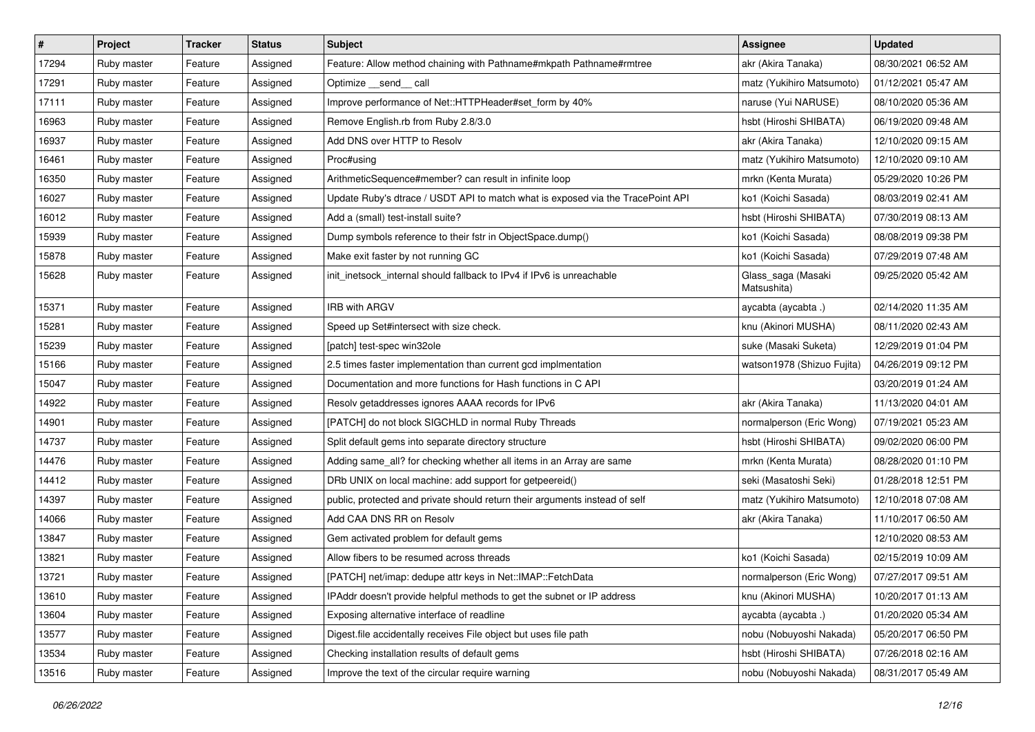| # | Project | Tracker | Status | Subject | Assignee | Updated |
|---|---|---|---|---|---|---|
| 17294 | Ruby master | Feature | Assigned | Feature: Allow method chaining with Pathname#mkpath Pathname#rmtree | akr (Akira Tanaka) | 08/30/2021 06:52 AM |
| 17291 | Ruby master | Feature | Assigned | Optimize __send__ call | matz (Yukihiro Matsumoto) | 01/12/2021 05:47 AM |
| 17111 | Ruby master | Feature | Assigned | Improve performance of Net::HTTPHeader#set_form by 40% | naruse (Yui NARUSE) | 08/10/2020 05:36 AM |
| 16963 | Ruby master | Feature | Assigned | Remove English.rb from Ruby 2.8/3.0 | hsbt (Hiroshi SHIBATA) | 06/19/2020 09:48 AM |
| 16937 | Ruby master | Feature | Assigned | Add DNS over HTTP to Resolv | akr (Akira Tanaka) | 12/10/2020 09:15 AM |
| 16461 | Ruby master | Feature | Assigned | Proc#using | matz (Yukihiro Matsumoto) | 12/10/2020 09:10 AM |
| 16350 | Ruby master | Feature | Assigned | ArithmeticSequence#member? can result in infinite loop | mrkn (Kenta Murata) | 05/29/2020 10:26 PM |
| 16027 | Ruby master | Feature | Assigned | Update Ruby's dtrace / USDT API to match what is exposed via the TracePoint API | ko1 (Koichi Sasada) | 08/03/2019 02:41 AM |
| 16012 | Ruby master | Feature | Assigned | Add a (small) test-install suite? | hsbt (Hiroshi SHIBATA) | 07/30/2019 08:13 AM |
| 15939 | Ruby master | Feature | Assigned | Dump symbols reference to their fstr in ObjectSpace.dump() | ko1 (Koichi Sasada) | 08/08/2019 09:38 PM |
| 15878 | Ruby master | Feature | Assigned | Make exit faster by not running GC | ko1 (Koichi Sasada) | 07/29/2019 07:48 AM |
| 15628 | Ruby master | Feature | Assigned | init_inetsock_internal should fallback to IPv4 if IPv6 is unreachable | Glass_saga (Masaki Matsushita) | 09/25/2020 05:42 AM |
| 15371 | Ruby master | Feature | Assigned | IRB with ARGV | aycabta (aycabta .) | 02/14/2020 11:35 AM |
| 15281 | Ruby master | Feature | Assigned | Speed up Set#intersect with size check. | knu (Akinori MUSHA) | 08/11/2020 02:43 AM |
| 15239 | Ruby master | Feature | Assigned | [patch] test-spec win32ole | suke (Masaki Suketa) | 12/29/2019 01:04 PM |
| 15166 | Ruby master | Feature | Assigned | 2.5 times faster implementation than current gcd implmentation | watson1978 (Shizuo Fujita) | 04/26/2019 09:12 PM |
| 15047 | Ruby master | Feature | Assigned | Documentation and more functions for Hash functions in C API | | 03/20/2019 01:24 AM |
| 14922 | Ruby master | Feature | Assigned | Resolv getaddresses ignores AAAA records for IPv6 | akr (Akira Tanaka) | 11/13/2020 04:01 AM |
| 14901 | Ruby master | Feature | Assigned | [PATCH] do not block SIGCHLD in normal Ruby Threads | normalperson (Eric Wong) | 07/19/2021 05:23 AM |
| 14737 | Ruby master | Feature | Assigned | Split default gems into separate directory structure | hsbt (Hiroshi SHIBATA) | 09/02/2020 06:00 PM |
| 14476 | Ruby master | Feature | Assigned | Adding same_all? for checking whether all items in an Array are same | mrkn (Kenta Murata) | 08/28/2020 01:10 PM |
| 14412 | Ruby master | Feature | Assigned | DRb UNIX on local machine: add support for getpeereid() | seki (Masatoshi Seki) | 01/28/2018 12:51 PM |
| 14397 | Ruby master | Feature | Assigned | public, protected and private should return their arguments instead of self | matz (Yukihiro Matsumoto) | 12/10/2018 07:08 AM |
| 14066 | Ruby master | Feature | Assigned | Add CAA DNS RR on Resolv | akr (Akira Tanaka) | 11/10/2017 06:50 AM |
| 13847 | Ruby master | Feature | Assigned | Gem activated problem for default gems | | 12/10/2020 08:53 AM |
| 13821 | Ruby master | Feature | Assigned | Allow fibers to be resumed across threads | ko1 (Koichi Sasada) | 02/15/2019 10:09 AM |
| 13721 | Ruby master | Feature | Assigned | [PATCH] net/imap: dedupe attr keys in Net::IMAP::FetchData | normalperson (Eric Wong) | 07/27/2017 09:51 AM |
| 13610 | Ruby master | Feature | Assigned | IPAddr doesn't provide helpful methods to get the subnet or IP address | knu (Akinori MUSHA) | 10/20/2017 01:13 AM |
| 13604 | Ruby master | Feature | Assigned | Exposing alternative interface of readline | aycabta (aycabta .) | 01/20/2020 05:34 AM |
| 13577 | Ruby master | Feature | Assigned | Digest.file accidentally receives File object but uses file path | nobu (Nobuyoshi Nakada) | 05/20/2017 06:50 PM |
| 13534 | Ruby master | Feature | Assigned | Checking installation results of default gems | hsbt (Hiroshi SHIBATA) | 07/26/2018 02:16 AM |
| 13516 | Ruby master | Feature | Assigned | Improve the text of the circular require warning | nobu (Nobuyoshi Nakada) | 08/31/2017 05:49 AM |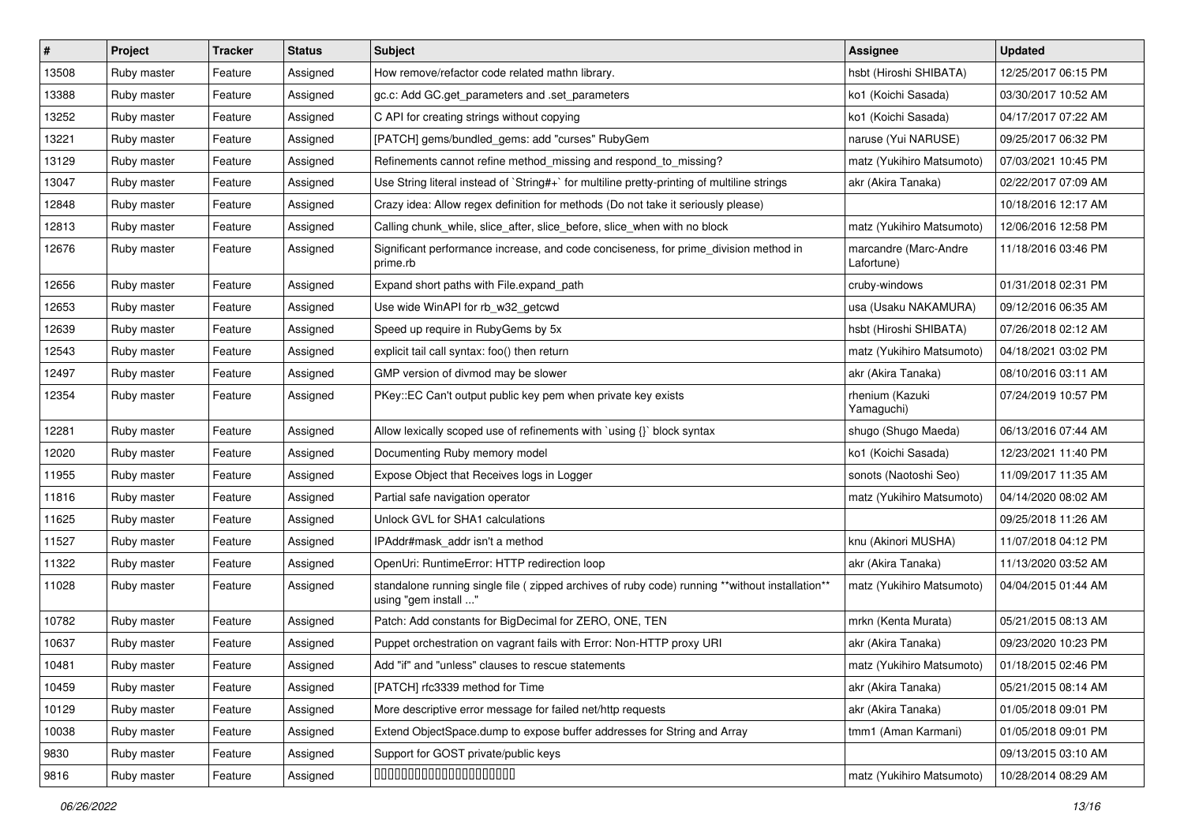| # | Project | Tracker | Status | Subject | Assignee | Updated |
|---|---|---|---|---|---|---|
| 13508 | Ruby master | Feature | Assigned | How remove/refactor code related mathn library. | hsbt (Hiroshi SHIBATA) | 12/25/2017 06:15 PM |
| 13388 | Ruby master | Feature | Assigned | gc.c: Add GC.get_parameters and .set_parameters | ko1 (Koichi Sasada) | 03/30/2017 10:52 AM |
| 13252 | Ruby master | Feature | Assigned | C API for creating strings without copying | ko1 (Koichi Sasada) | 04/17/2017 07:22 AM |
| 13221 | Ruby master | Feature | Assigned | [PATCH] gems/bundled_gems: add "curses" RubyGem | naruse (Yui NARUSE) | 09/25/2017 06:32 PM |
| 13129 | Ruby master | Feature | Assigned | Refinements cannot refine method_missing and respond_to_missing? | matz (Yukihiro Matsumoto) | 07/03/2021 10:45 PM |
| 13047 | Ruby master | Feature | Assigned | Use String literal instead of `String#+` for multiline pretty-printing of multiline strings | akr (Akira Tanaka) | 02/22/2017 07:09 AM |
| 12848 | Ruby master | Feature | Assigned | Crazy idea: Allow regex definition for methods (Do not take it seriously please) | | 10/18/2016 12:17 AM |
| 12813 | Ruby master | Feature | Assigned | Calling chunk_while, slice_after, slice_before, slice_when with no block | matz (Yukihiro Matsumoto) | 12/06/2016 12:58 PM |
| 12676 | Ruby master | Feature | Assigned | Significant performance increase, and code conciseness, for prime_division method in prime.rb | marcandre (Marc-Andre Lafortune) | 11/18/2016 03:46 PM |
| 12656 | Ruby master | Feature | Assigned | Expand short paths with File.expand_path | cruby-windows | 01/31/2018 02:31 PM |
| 12653 | Ruby master | Feature | Assigned | Use wide WinAPI for rb_w32_getcwd | usa (Usaku NAKAMURA) | 09/12/2016 06:35 AM |
| 12639 | Ruby master | Feature | Assigned | Speed up require in RubyGems by 5x | hsbt (Hiroshi SHIBATA) | 07/26/2018 02:12 AM |
| 12543 | Ruby master | Feature | Assigned | explicit tail call syntax: foo() then return | matz (Yukihiro Matsumoto) | 04/18/2021 03:02 PM |
| 12497 | Ruby master | Feature | Assigned | GMP version of divmod may be slower | akr (Akira Tanaka) | 08/10/2016 03:11 AM |
| 12354 | Ruby master | Feature | Assigned | PKey::EC Can't output public key pem when private key exists | rhenium (Kazuki Yamaguchi) | 07/24/2019 10:57 PM |
| 12281 | Ruby master | Feature | Assigned | Allow lexically scoped use of refinements with `using {}` block syntax | shugo (Shugo Maeda) | 06/13/2016 07:44 AM |
| 12020 | Ruby master | Feature | Assigned | Documenting Ruby memory model | ko1 (Koichi Sasada) | 12/23/2021 11:40 PM |
| 11955 | Ruby master | Feature | Assigned | Expose Object that Receives logs in Logger | sonots (Naotoshi Seo) | 11/09/2017 11:35 AM |
| 11816 | Ruby master | Feature | Assigned | Partial safe navigation operator | matz (Yukihiro Matsumoto) | 04/14/2020 08:02 AM |
| 11625 | Ruby master | Feature | Assigned | Unlock GVL for SHA1 calculations | | 09/25/2018 11:26 AM |
| 11527 | Ruby master | Feature | Assigned | IPAddr#mask_addr isn't a method | knu (Akinori MUSHA) | 11/07/2018 04:12 PM |
| 11322 | Ruby master | Feature | Assigned | OpenUri: RuntimeError: HTTP redirection loop | akr (Akira Tanaka) | 11/13/2020 03:52 AM |
| 11028 | Ruby master | Feature | Assigned | standalone running single file ( zipped archives of ruby code) running **without installation** using "gem install ..." | matz (Yukihiro Matsumoto) | 04/04/2015 01:44 AM |
| 10782 | Ruby master | Feature | Assigned | Patch: Add constants for BigDecimal for ZERO, ONE, TEN | mrkn (Kenta Murata) | 05/21/2015 08:13 AM |
| 10637 | Ruby master | Feature | Assigned | Puppet orchestration on vagrant fails with Error: Non-HTTP proxy URI | akr (Akira Tanaka) | 09/23/2020 10:23 PM |
| 10481 | Ruby master | Feature | Assigned | Add "if" and "unless" clauses to rescue statements | matz (Yukihiro Matsumoto) | 01/18/2015 02:46 PM |
| 10459 | Ruby master | Feature | Assigned | [PATCH] rfc3339 method for Time | akr (Akira Tanaka) | 05/21/2015 08:14 AM |
| 10129 | Ruby master | Feature | Assigned | More descriptive error message for failed net/http requests | akr (Akira Tanaka) | 01/05/2018 09:01 PM |
| 10038 | Ruby master | Feature | Assigned | Extend ObjectSpace.dump to expose buffer addresses for String and Array | tmm1 (Aman Karmani) | 01/05/2018 09:01 PM |
| 9830 | Ruby master | Feature | Assigned | Support for GOST private/public keys | | 09/13/2015 03:10 AM |
| 9816 | Ruby master | Feature | Assigned | 00000000000000000000000 | matz (Yukihiro Matsumoto) | 10/28/2014 08:29 AM |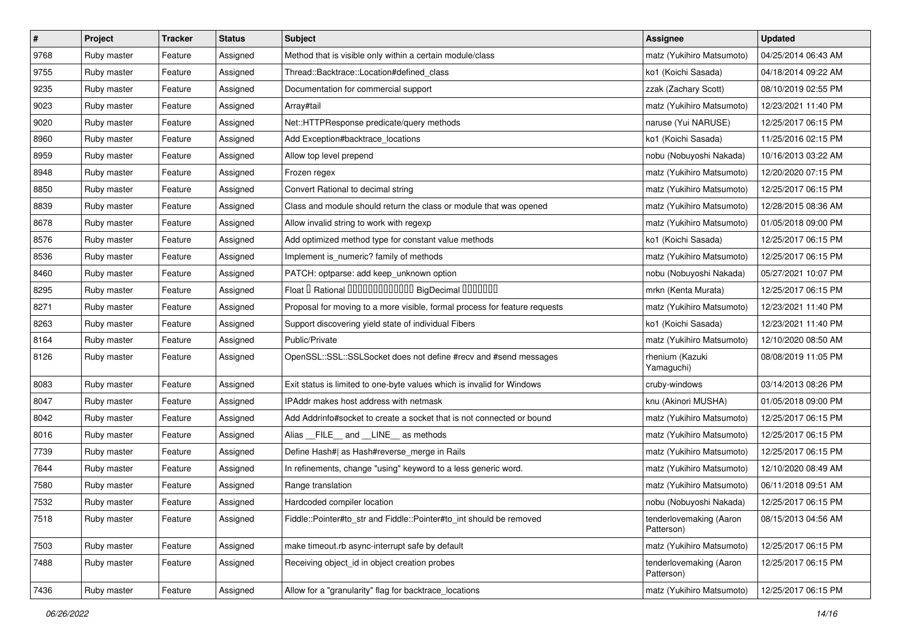| # | Project | Tracker | Status | Subject | Assignee | Updated |
| --- | --- | --- | --- | --- | --- | --- |
| 9768 | Ruby master | Feature | Assigned | Method that is visible only within a certain module/class | matz (Yukihiro Matsumoto) | 04/25/2014 06:43 AM |
| 9755 | Ruby master | Feature | Assigned | Thread::Backtrace::Location#defined_class | ko1 (Koichi Sasada) | 04/18/2014 09:22 AM |
| 9235 | Ruby master | Feature | Assigned | Documentation for commercial support | zzak (Zachary Scott) | 08/10/2019 02:55 PM |
| 9023 | Ruby master | Feature | Assigned | Array#tail | matz (Yukihiro Matsumoto) | 12/23/2021 11:40 PM |
| 9020 | Ruby master | Feature | Assigned | Net::HTTPResponse predicate/query methods | naruse (Yui NARUSE) | 12/25/2017 06:15 PM |
| 8960 | Ruby master | Feature | Assigned | Add Exception#backtrace_locations | ko1 (Koichi Sasada) | 11/25/2016 02:15 PM |
| 8959 | Ruby master | Feature | Assigned | Allow top level prepend | nobu (Nobuyoshi Nakada) | 10/16/2013 03:22 AM |
| 8948 | Ruby master | Feature | Assigned | Frozen regex | matz (Yukihiro Matsumoto) | 12/20/2020 07:15 PM |
| 8850 | Ruby master | Feature | Assigned | Convert Rational to decimal string | matz (Yukihiro Matsumoto) | 12/25/2017 06:15 PM |
| 8839 | Ruby master | Feature | Assigned | Class and module should return the class or module that was opened | matz (Yukihiro Matsumoto) | 12/28/2015 08:36 AM |
| 8678 | Ruby master | Feature | Assigned | Allow invalid string to work with regexp | matz (Yukihiro Matsumoto) | 01/05/2018 09:00 PM |
| 8576 | Ruby master | Feature | Assigned | Add optimized method type for constant value methods | ko1 (Koichi Sasada) | 12/25/2017 06:15 PM |
| 8536 | Ruby master | Feature | Assigned | Implement is_numeric? family of methods | matz (Yukihiro Matsumoto) | 12/25/2017 06:15 PM |
| 8460 | Ruby master | Feature | Assigned | PATCH: optparse: add keep_unknown option | nobu (Nobuyoshi Nakada) | 05/27/2021 10:07 PM |
| 8295 | Ruby master | Feature | Assigned | Float や Rational から（可能であれば正確な） BigDecimal を生成する機能 | mrkn (Kenta Murata) | 12/25/2017 06:15 PM |
| 8271 | Ruby master | Feature | Assigned | Proposal for moving to a more visible, formal process for feature requests | matz (Yukihiro Matsumoto) | 12/23/2021 11:40 PM |
| 8263 | Ruby master | Feature | Assigned | Support discovering yield state of individual Fibers | ko1 (Koichi Sasada) | 12/23/2021 11:40 PM |
| 8164 | Ruby master | Feature | Assigned | Public/Private | matz (Yukihiro Matsumoto) | 12/10/2020 08:50 AM |
| 8126 | Ruby master | Feature | Assigned | OpenSSL::SSL::SSLSocket does not define #recv and #send messages | rhenium (Kazuki Yamaguchi) | 08/08/2019 11:05 PM |
| 8083 | Ruby master | Feature | Assigned | Exit status is limited to one-byte values which is invalid for Windows | cruby-windows | 03/14/2013 08:26 PM |
| 8047 | Ruby master | Feature | Assigned | IPAddr makes host address with netmask | knu (Akinori MUSHA) | 01/05/2018 09:00 PM |
| 8042 | Ruby master | Feature | Assigned | Add Addrinfo#socket to create a socket that is not connected or bound | matz (Yukihiro Matsumoto) | 12/25/2017 06:15 PM |
| 8016 | Ruby master | Feature | Assigned | Alias __FILE__ and __LINE__ as methods | matz (Yukihiro Matsumoto) | 12/25/2017 06:15 PM |
| 7739 | Ruby master | Feature | Assigned | Define Hash#| as Hash#reverse_merge in Rails | matz (Yukihiro Matsumoto) | 12/25/2017 06:15 PM |
| 7644 | Ruby master | Feature | Assigned | In refinements, change "using" keyword to a less generic word. | matz (Yukihiro Matsumoto) | 12/10/2020 08:49 AM |
| 7580 | Ruby master | Feature | Assigned | Range translation | matz (Yukihiro Matsumoto) | 06/11/2018 09:51 AM |
| 7532 | Ruby master | Feature | Assigned | Hardcoded compiler location | nobu (Nobuyoshi Nakada) | 12/25/2017 06:15 PM |
| 7518 | Ruby master | Feature | Assigned | Fiddle::Pointer#to_str and Fiddle::Pointer#to_int should be removed | tenderlovemaking (Aaron Patterson) | 08/15/2013 04:56 AM |
| 7503 | Ruby master | Feature | Assigned | make timeout.rb async-interrupt safe by default | matz (Yukihiro Matsumoto) | 12/25/2017 06:15 PM |
| 7488 | Ruby master | Feature | Assigned | Receiving object_id in object creation probes | tenderlovemaking (Aaron Patterson) | 12/25/2017 06:15 PM |
| 7436 | Ruby master | Feature | Assigned | Allow for a "granularity" flag for backtrace_locations | matz (Yukihiro Matsumoto) | 12/25/2017 06:15 PM |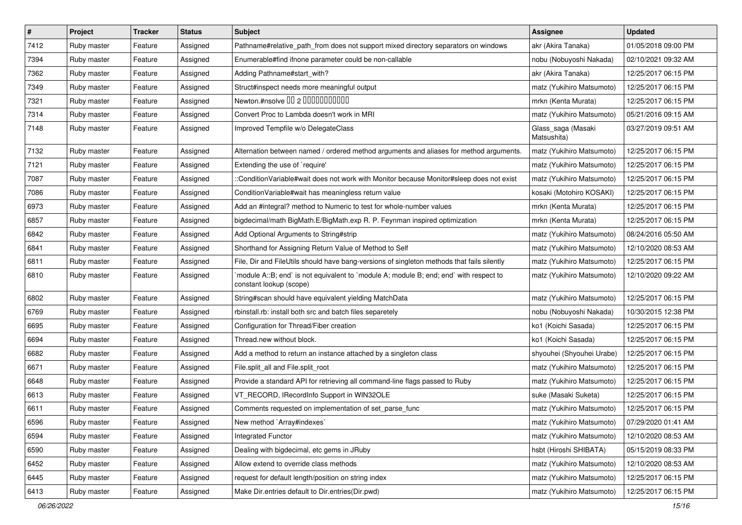| # | Project | Tracker | Status | Subject | Assignee | Updated |
|---|---|---|---|---|---|---|
| 7412 | Ruby master | Feature | Assigned | Pathname#relative_path_from does not support mixed directory separators on windows | akr (Akira Tanaka) | 01/05/2018 09:00 PM |
| 7394 | Ruby master | Feature | Assigned | Enumerable#find ifnone parameter could be non-callable | nobu (Nobuyoshi Nakada) | 02/10/2021 09:32 AM |
| 7362 | Ruby master | Feature | Assigned | Adding Pathname#start_with? | akr (Akira Tanaka) | 12/25/2017 06:15 PM |
| 7349 | Ruby master | Feature | Assigned | Struct#inspect needs more meaningful output | matz (Yukihiro Matsumoto) | 12/25/2017 06:15 PM |
| 7321 | Ruby master | Feature | Assigned | Newton.#nsolve 00 2 0000000000 | mrkn (Kenta Murata) | 12/25/2017 06:15 PM |
| 7314 | Ruby master | Feature | Assigned | Convert Proc to Lambda doesn't work in MRI | matz (Yukihiro Matsumoto) | 05/21/2016 09:15 AM |
| 7148 | Ruby master | Feature | Assigned | Improved Tempfile w/o DelegateClass | Glass_saga (Masaki Matsushita) | 03/27/2019 09:51 AM |
| 7132 | Ruby master | Feature | Assigned | Alternation between named / ordered method arguments and aliases for method arguments. | matz (Yukihiro Matsumoto) | 12/25/2017 06:15 PM |
| 7121 | Ruby master | Feature | Assigned | Extending the use of `require' | matz (Yukihiro Matsumoto) | 12/25/2017 06:15 PM |
| 7087 | Ruby master | Feature | Assigned | ::ConditionVariable#wait does not work with Monitor because Monitor#sleep does not exist | matz (Yukihiro Matsumoto) | 12/25/2017 06:15 PM |
| 7086 | Ruby master | Feature | Assigned | ConditionVariable#wait has meaningless return value | kosaki (Motohiro KOSAKI) | 12/25/2017 06:15 PM |
| 6973 | Ruby master | Feature | Assigned | Add an #integral? method to Numeric to test for whole-number values | mrkn (Kenta Murata) | 12/25/2017 06:15 PM |
| 6857 | Ruby master | Feature | Assigned | bigdecimal/math BigMath.E/BigMath.exp R. P. Feynman inspired optimization | mrkn (Kenta Murata) | 12/25/2017 06:15 PM |
| 6842 | Ruby master | Feature | Assigned | Add Optional Arguments to String#strip | matz (Yukihiro Matsumoto) | 08/24/2016 05:50 AM |
| 6841 | Ruby master | Feature | Assigned | Shorthand for Assigning Return Value of Method to Self | matz (Yukihiro Matsumoto) | 12/10/2020 08:53 AM |
| 6811 | Ruby master | Feature | Assigned | File, Dir and FileUtils should have bang-versions of singleton methods that fails silently | matz (Yukihiro Matsumoto) | 12/25/2017 06:15 PM |
| 6810 | Ruby master | Feature | Assigned | `module A::B; end` is not equivalent to `module A; module B; end; end` with respect to constant lookup (scope) | matz (Yukihiro Matsumoto) | 12/10/2020 09:22 AM |
| 6802 | Ruby master | Feature | Assigned | String#scan should have equivalent yielding MatchData | matz (Yukihiro Matsumoto) | 12/25/2017 06:15 PM |
| 6769 | Ruby master | Feature | Assigned | rbinstall.rb: install both src and batch files separetely | nobu (Nobuyoshi Nakada) | 10/30/2015 12:38 PM |
| 6695 | Ruby master | Feature | Assigned | Configuration for Thread/Fiber creation | ko1 (Koichi Sasada) | 12/25/2017 06:15 PM |
| 6694 | Ruby master | Feature | Assigned | Thread.new without block. | ko1 (Koichi Sasada) | 12/25/2017 06:15 PM |
| 6682 | Ruby master | Feature | Assigned | Add a method to return an instance attached by a singleton class | shyouhei (Shyouhei Urabe) | 12/25/2017 06:15 PM |
| 6671 | Ruby master | Feature | Assigned | File.split_all and File.split_root | matz (Yukihiro Matsumoto) | 12/25/2017 06:15 PM |
| 6648 | Ruby master | Feature | Assigned | Provide a standard API for retrieving all command-line flags passed to Ruby | matz (Yukihiro Matsumoto) | 12/25/2017 06:15 PM |
| 6613 | Ruby master | Feature | Assigned | VT_RECORD, IRecordInfo Support in WIN32OLE | suke (Masaki Suketa) | 12/25/2017 06:15 PM |
| 6611 | Ruby master | Feature | Assigned | Comments requested on implementation of set_parse_func | matz (Yukihiro Matsumoto) | 12/25/2017 06:15 PM |
| 6596 | Ruby master | Feature | Assigned | New method `Array#indexes` | matz (Yukihiro Matsumoto) | 07/29/2020 01:41 AM |
| 6594 | Ruby master | Feature | Assigned | Integrated Functor | matz (Yukihiro Matsumoto) | 12/10/2020 08:53 AM |
| 6590 | Ruby master | Feature | Assigned | Dealing with bigdecimal, etc gems in JRuby | hsbt (Hiroshi SHIBATA) | 05/15/2019 08:33 PM |
| 6452 | Ruby master | Feature | Assigned | Allow extend to override class methods | matz (Yukihiro Matsumoto) | 12/10/2020 08:53 AM |
| 6445 | Ruby master | Feature | Assigned | request for default length/position on string index | matz (Yukihiro Matsumoto) | 12/25/2017 06:15 PM |
| 6413 | Ruby master | Feature | Assigned | Make Dir.entries default to Dir.entries(Dir.pwd) | matz (Yukihiro Matsumoto) | 12/25/2017 06:15 PM |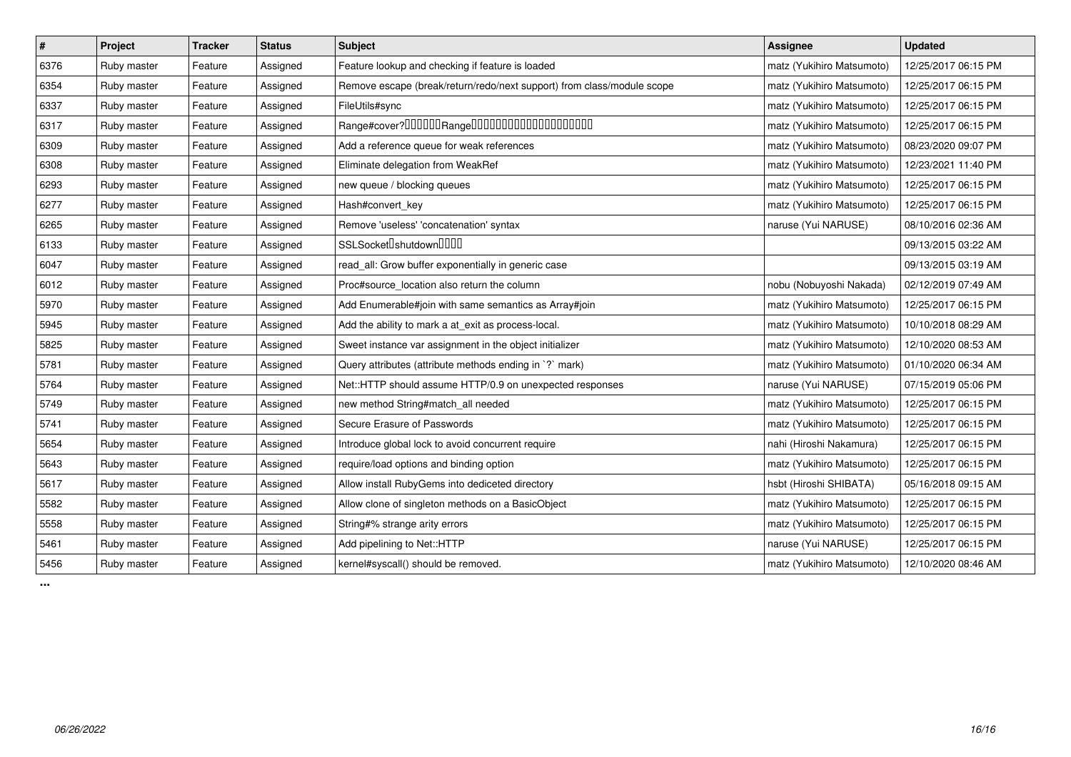| # | Project | Tracker | Status | Subject | Assignee | Updated |
|---|---|---|---|---|---|---|
| 6376 | Ruby master | Feature | Assigned | Feature lookup and checking if feature is loaded | matz (Yukihiro Matsumoto) | 12/25/2017 06:15 PM |
| 6354 | Ruby master | Feature | Assigned | Remove escape (break/return/redo/next support) from class/module scope | matz (Yukihiro Matsumoto) | 12/25/2017 06:15 PM |
| 6337 | Ruby master | Feature | Assigned | FileUtils#sync | matz (Yukihiro Matsumoto) | 12/25/2017 06:15 PM |
| 6317 | Ruby master | Feature | Assigned | Range#cover?������Range�������������������� | matz (Yukihiro Matsumoto) | 12/25/2017 06:15 PM |
| 6309 | Ruby master | Feature | Assigned | Add a reference queue for weak references | matz (Yukihiro Matsumoto) | 08/23/2020 09:07 PM |
| 6308 | Ruby master | Feature | Assigned | Eliminate delegation from WeakRef | matz (Yukihiro Matsumoto) | 12/23/2021 11:40 PM |
| 6293 | Ruby master | Feature | Assigned | new queue / blocking queues | matz (Yukihiro Matsumoto) | 12/25/2017 06:15 PM |
| 6277 | Ruby master | Feature | Assigned | Hash#convert_key | matz (Yukihiro Matsumoto) | 12/25/2017 06:15 PM |
| 6265 | Ruby master | Feature | Assigned | Remove 'useless' 'concatenation' syntax | naruse (Yui NARUSE) | 08/10/2016 02:36 AM |
| 6133 | Ruby master | Feature | Assigned | SSLSocket�shutdown���� | | 09/13/2015 03:22 AM |
| 6047 | Ruby master | Feature | Assigned | read_all: Grow buffer exponentially in generic case | | 09/13/2015 03:19 AM |
| 6012 | Ruby master | Feature | Assigned | Proc#source_location also return the column | nobu (Nobuyoshi Nakada) | 02/12/2019 07:49 AM |
| 5970 | Ruby master | Feature | Assigned | Add Enumerable#join with same semantics as Array#join | matz (Yukihiro Matsumoto) | 12/25/2017 06:15 PM |
| 5945 | Ruby master | Feature | Assigned | Add the ability to mark a at_exit as process-local. | matz (Yukihiro Matsumoto) | 10/10/2018 08:29 AM |
| 5825 | Ruby master | Feature | Assigned | Sweet instance var assignment in the object initializer | matz (Yukihiro Matsumoto) | 12/10/2020 08:53 AM |
| 5781 | Ruby master | Feature | Assigned | Query attributes (attribute methods ending in `?` mark) | matz (Yukihiro Matsumoto) | 01/10/2020 06:34 AM |
| 5764 | Ruby master | Feature | Assigned | Net::HTTP should assume HTTP/0.9 on unexpected responses | naruse (Yui NARUSE) | 07/15/2019 05:06 PM |
| 5749 | Ruby master | Feature | Assigned | new method String#match_all needed | matz (Yukihiro Matsumoto) | 12/25/2017 06:15 PM |
| 5741 | Ruby master | Feature | Assigned | Secure Erasure of Passwords | matz (Yukihiro Matsumoto) | 12/25/2017 06:15 PM |
| 5654 | Ruby master | Feature | Assigned | Introduce global lock to avoid concurrent require | nahi (Hiroshi Nakamura) | 12/25/2017 06:15 PM |
| 5643 | Ruby master | Feature | Assigned | require/load options and binding option | matz (Yukihiro Matsumoto) | 12/25/2017 06:15 PM |
| 5617 | Ruby master | Feature | Assigned | Allow install RubyGems into dediceted directory | hsbt (Hiroshi SHIBATA) | 05/16/2018 09:15 AM |
| 5582 | Ruby master | Feature | Assigned | Allow clone of singleton methods on a BasicObject | matz (Yukihiro Matsumoto) | 12/25/2017 06:15 PM |
| 5558 | Ruby master | Feature | Assigned | String#% strange arity errors | matz (Yukihiro Matsumoto) | 12/25/2017 06:15 PM |
| 5461 | Ruby master | Feature | Assigned | Add pipelining to Net::HTTP | naruse (Yui NARUSE) | 12/25/2017 06:15 PM |
| 5456 | Ruby master | Feature | Assigned | kernel#syscall() should be removed. | matz (Yukihiro Matsumoto) | 12/10/2020 08:46 AM |

...